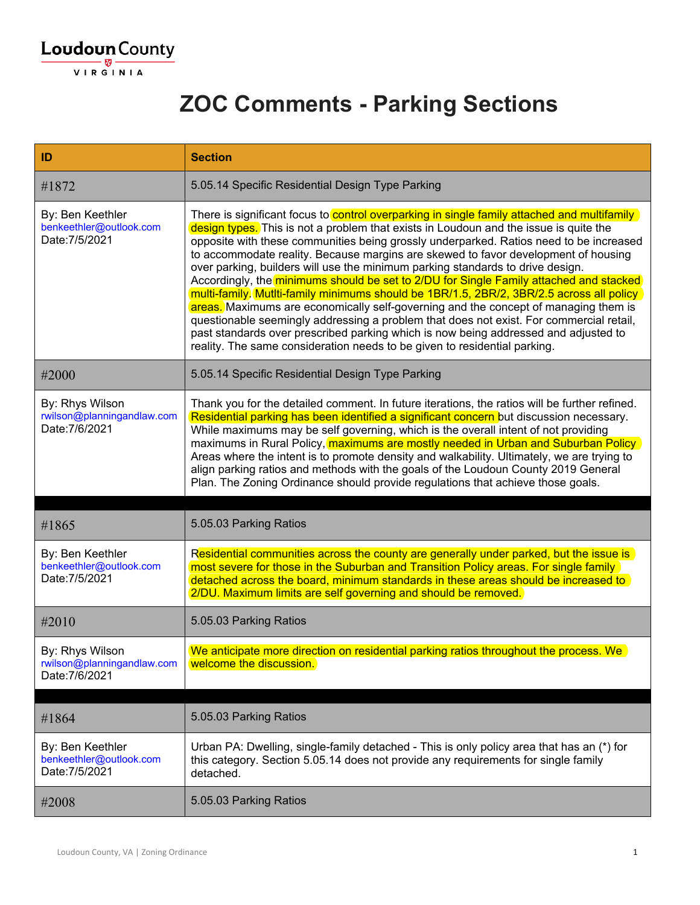Loudoun County
VIRGINIA

# ZOC Comments - Parking Sections

| ID | Section |
|---|---|
| #1872 | 5.05.14 Specific Residential Design Type Parking |
| By: Ben Keethler<br>benkeethler@outlook.com<br>Date:7/5/2021 | There is significant focus to control overparking in single family attached and multifamily design types. This is not a problem that exists in Loudoun and the issue is quite the opposite with these communities being grossly underparked. Ratios need to be increased to accommodate reality. Because margins are skewed to favor development of housing over parking, builders will use the minimum parking standards to drive design. Accordingly, the minimums should be set to 2/DU for Single Family attached and stacked multi-family. Mutlti-family minimums should be 1BR/1.5, 2BR/2, 3BR/2.5 across all policy areas. Maximums are economically self-governing and the concept of managing them is questionable seemingly addressing a problem that does not exist. For commercial retail, past standards over prescribed parking which is now being addressed and adjusted to reality. The same consideration needs to be given to residential parking. |
| #2000 | 5.05.14 Specific Residential Design Type Parking |
| By: Rhys Wilson<br>rwilson@planningandlaw.com<br>Date:7/6/2021 | Thank you for the detailed comment. In future iterations, the ratios will be further refined. Residential parking has been identified a significant concern but discussion necessary. While maximums may be self governing, which is the overall intent of not providing maximums in Rural Policy, maximums are mostly needed in Urban and Suburban Policy Areas where the intent is to promote density and walkability. Ultimately, we are trying to align parking ratios and methods with the goals of the Loudoun County 2019 General Plan. The Zoning Ordinance should provide regulations that achieve those goals. |
| | |
| #1865 | 5.05.03 Parking Ratios |
| By: Ben Keethler<br>benkeethler@outlook.com<br>Date:7/5/2021 | Residential communities across the county are generally under parked, but the issue is most severe for those in the Suburban and Transition Policy areas. For single family detached across the board, minimum standards in these areas should be increased to 2/DU. Maximum limits are self governing and should be removed. |
| #2010 | 5.05.03 Parking Ratios |
| By: Rhys Wilson<br>rwilson@planningandlaw.com<br>Date:7/6/2021 | We anticipate more direction on residential parking ratios throughout the process. We welcome the discussion. |
| | |
| #1864 | 5.05.03 Parking Ratios |
| By: Ben Keethler<br>benkeethler@outlook.com<br>Date:7/5/2021 | Urban PA: Dwelling, single-family detached - This is only policy area that has an (*) for this category. Section 5.05.14 does not provide any requirements for single family detached. |
| #2008 | 5.05.03 Parking Ratios |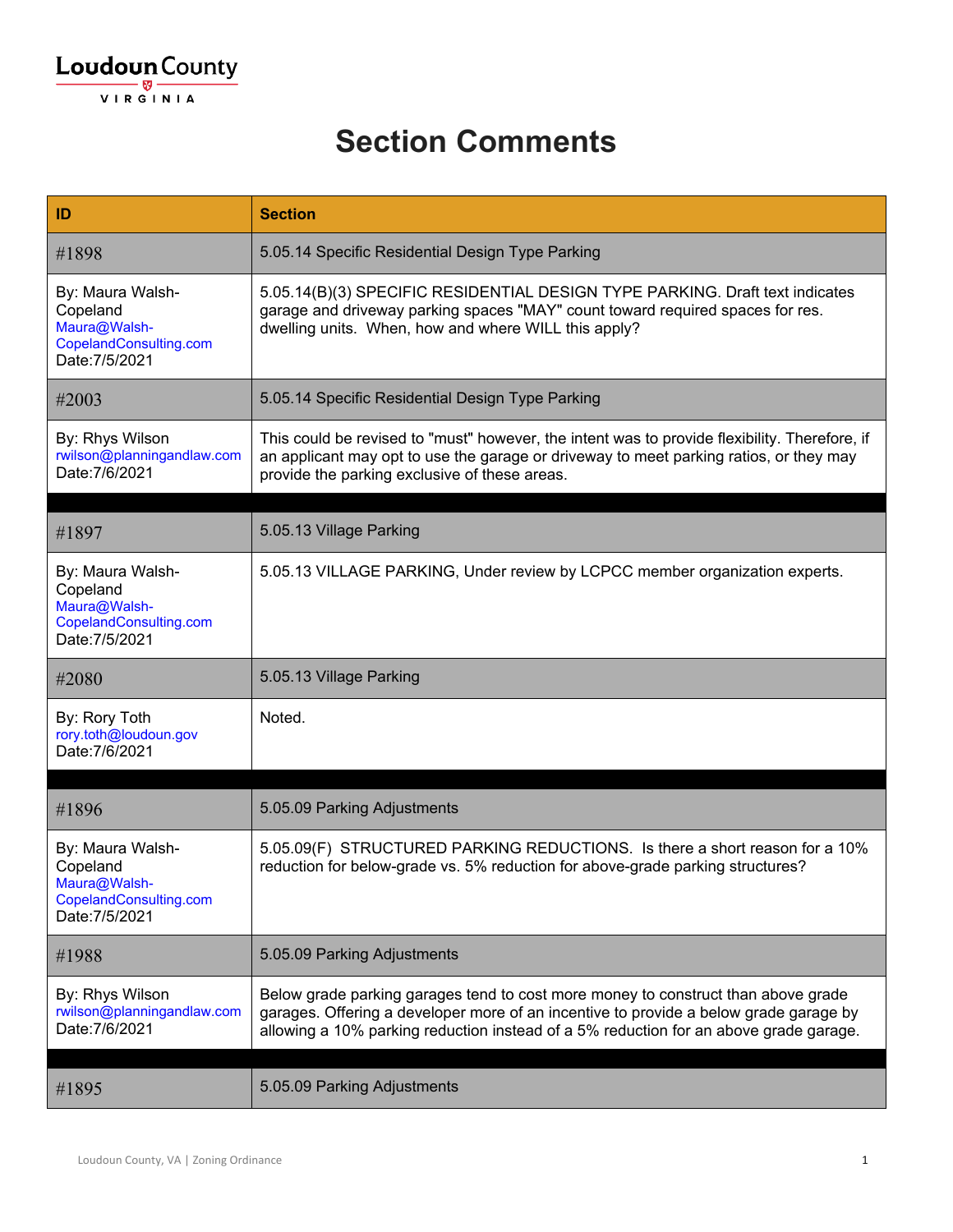Loudoun County
VIRGINIA

# Section Comments

| ID | Section |
| --- | --- |
| #1898 | 5.05.14 Specific Residential Design Type Parking |
| By: Maura Walsh-Copeland Maura@Walsh-CopelandConsulting.com Date:7/5/2021 | 5.05.14(B)(3) SPECIFIC RESIDENTIAL DESIGN TYPE PARKING. Draft text indicates garage and driveway parking spaces "MAY" count toward required spaces for res. dwelling units. When, how and where WILL this apply? |
| #2003 | 5.05.14 Specific Residential Design Type Parking |
| By: Rhys Wilson rwilson@planningandlaw.com Date:7/6/2021 | This could be revised to "must" however, the intent was to provide flexibility. Therefore, if an applicant may opt to use the garage or driveway to meet parking ratios, or they may provide the parking exclusive of these areas. |
| | |
| #1897 | 5.05.13 Village Parking |
| By: Maura Walsh-Copeland Maura@Walsh-CopelandConsulting.com Date:7/5/2021 | 5.05.13 VILLAGE PARKING, Under review by LCPCC member organization experts. |
| #2080 | 5.05.13 Village Parking |
| By: Rory Toth rory.toth@loudoun.gov Date:7/6/2021 | Noted. |
| | |
| #1896 | 5.05.09 Parking Adjustments |
| By: Maura Walsh-Copeland Maura@Walsh-CopelandConsulting.com Date:7/5/2021 | 5.05.09(F) STRUCTURED PARKING REDUCTIONS. Is there a short reason for a 10% reduction for below-grade vs. 5% reduction for above-grade parking structures? |
| #1988 | 5.05.09 Parking Adjustments |
| By: Rhys Wilson rwilson@planningandlaw.com Date:7/6/2021 | Below grade parking garages tend to cost more money to construct than above grade garages. Offering a developer more of an incentive to provide a below grade garage by allowing a 10% parking reduction instead of a 5% reduction for an above grade garage. |
| | |
| #1895 | 5.05.09 Parking Adjustments |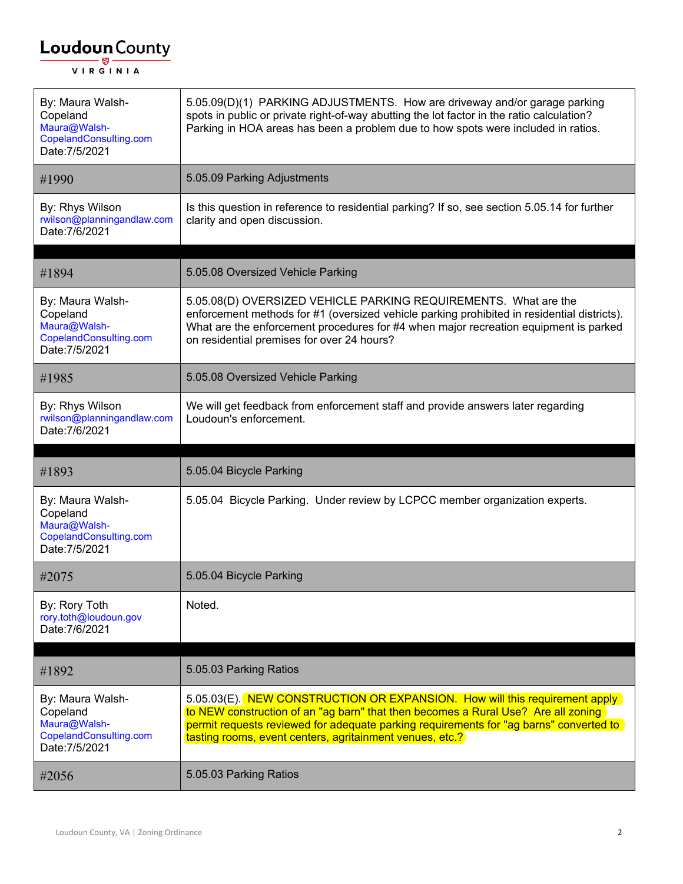| | |
|---|---|
| By: Maura Walsh-Copeland<br>Maura@Walsh-CopelandConsulting.com<br>Date:7/5/2021 | 5.05.09(D)(1) PARKING ADJUSTMENTS. How are driveway and/or garage parking spots in public or private right-of-way abutting the lot factor in the ratio calculation? Parking in HOA areas has been a problem due to how spots were included in ratios. |
| #1990 | 5.05.09 Parking Adjustments |
| By: Rhys Wilson<br>rwilson@planningandlaw.com<br>Date:7/6/2021 | Is this question in reference to residential parking? If so, see section 5.05.14 for further clarity and open discussion. |

| | |
|---|---|
| #1894 | 5.05.08 Oversized Vehicle Parking |
| By: Maura Walsh-Copeland<br>Maura@Walsh-CopelandConsulting.com<br>Date:7/5/2021 | 5.05.08(D) OVERSIZED VEHICLE PARKING REQUIREMENTS. What are the enforcement methods for #1 (oversized vehicle parking prohibited in residential districts). What are the enforcement procedures for #4 when major recreation equipment is parked on residential premises for over 24 hours? |
| #1985 | 5.05.08 Oversized Vehicle Parking |
| By: Rhys Wilson<br>rwilson@planningandlaw.com<br>Date:7/6/2021 | We will get feedback from enforcement staff and provide answers later regarding Loudoun's enforcement. |

| | |
|---|---|
| #1893 | 5.05.04 Bicycle Parking |
| By: Maura Walsh-Copeland<br>Maura@Walsh-CopelandConsulting.com<br>Date:7/5/2021 | 5.05.04 Bicycle Parking. Under review by LCPCC member organization experts. |
| #2075 | 5.05.04 Bicycle Parking |
| By: Rory Toth<br>rory.toth@loudoun.gov<br>Date:7/6/2021 | Noted. |

| | |
|---|---|
| #1892 | 5.05.03 Parking Ratios |
| By: Maura Walsh-Copeland<br>Maura@Walsh-CopelandConsulting.com<br>Date:7/5/2021 | 5.05.03(E). NEW CONSTRUCTION OR EXPANSION. How will this requirement apply to NEW construction of an "ag barn" that then becomes a Rural Use? Are all zoning permit requests reviewed for adequate parking requirements for "ag barns" converted to tasting rooms, event centers, agritainment venues, etc.? |
| #2056 | 5.05.03 Parking Ratios |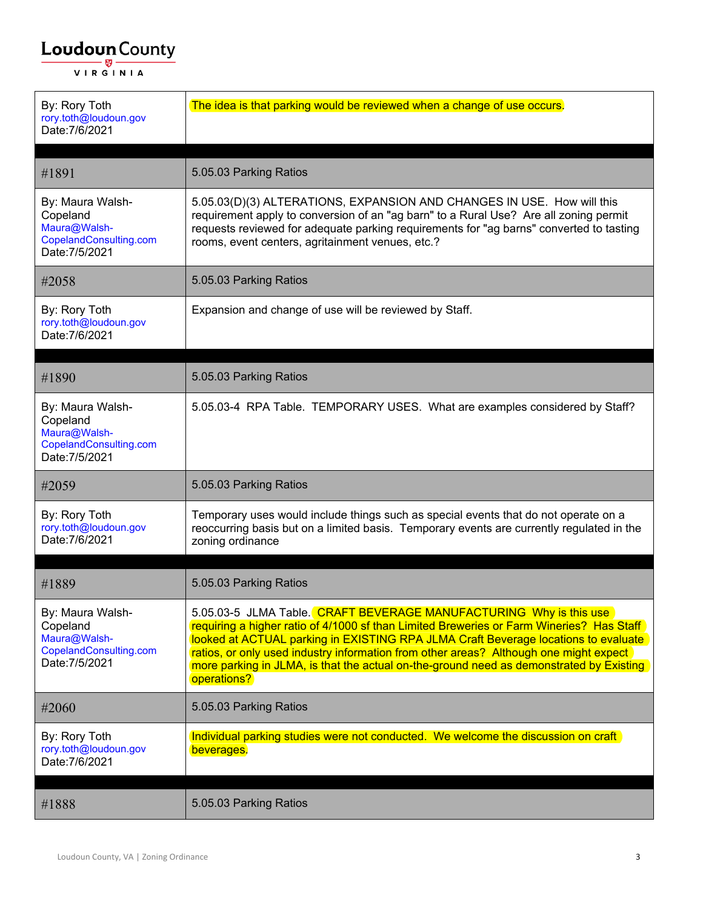| | |
|---|---|
| By: Rory Toth<br>rory.toth@loudoun.gov<br>Date:7/6/2021 | The idea is that parking would be reviewed when a change of use occurs. |
| | |
| #1891 | 5.05.03 Parking Ratios |
| By: Maura Walsh-Copeland<br>Maura@Walsh-CopelandConsulting.com<br>Date:7/5/2021 | 5.05.03(D)(3) ALTERATIONS, EXPANSION AND CHANGES IN USE. How will this requirement apply to conversion of an "ag barn" to a Rural Use? Are all zoning permit requests reviewed for adequate parking requirements for "ag barns" converted to tasting rooms, event centers, agritainment venues, etc.? |
| #2058 | 5.05.03 Parking Ratios |
| By: Rory Toth<br>rory.toth@loudoun.gov<br>Date:7/6/2021 | Expansion and change of use will be reviewed by Staff. |
| | |
| #1890 | 5.05.03 Parking Ratios |
| By: Maura Walsh-Copeland<br>Maura@Walsh-CopelandConsulting.com<br>Date:7/5/2021 | 5.05.03-4 RPA Table. TEMPORARY USES. What are examples considered by Staff? |
| #2059 | 5.05.03 Parking Ratios |
| By: Rory Toth<br>rory.toth@loudoun.gov<br>Date:7/6/2021 | Temporary uses would include things such as special events that do not operate on a reoccurring basis but on a limited basis. Temporary events are currently regulated in the zoning ordinance |
| | |
| #1889 | 5.05.03 Parking Ratios |
| By: Maura Walsh-Copeland<br>Maura@Walsh-CopelandConsulting.com<br>Date:7/5/2021 | 5.05.03-5 JLMA Table. CRAFT BEVERAGE MANUFACTURING Why is this use requiring a higher ratio of 4/1000 sf than Limited Breweries or Farm Wineries? Has Staff looked at ACTUAL parking in EXISTING RPA JLMA Craft Beverage locations to evaluate ratios, or only used industry information from other areas? Although one might expect more parking in JLMA, is that the actual on-the-ground need as demonstrated by Existing operations? |
| #2060 | 5.05.03 Parking Ratios |
| By: Rory Toth<br>rory.toth@loudoun.gov<br>Date:7/6/2021 | Individual parking studies were not conducted. We welcome the discussion on craft beverages. |
| | |
| #1888 | 5.05.03 Parking Ratios |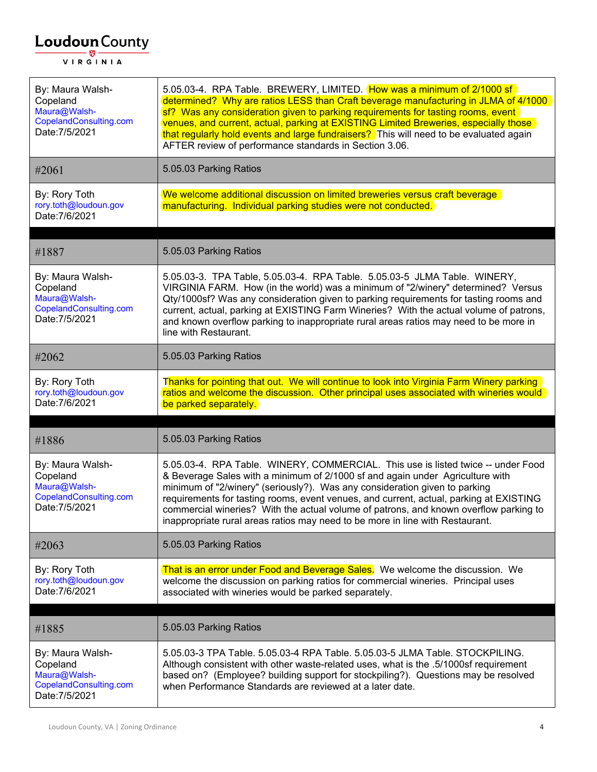| | |
|---|---|
| By: Maura Walsh-Copeland<br>Maura@Walsh-CopelandConsulting.com<br>Date:7/5/2021 | 5.05.03-4. RPA Table. BREWERY, LIMITED. How was a minimum of 2/1000 sf determined? Why are ratios LESS than Craft beverage manufacturing in JLMA of 4/1000 sf? Was any consideration given to parking requirements for tasting rooms, event venues, and current, actual, parking at EXISTING Limited Breweries, especially those that regularly hold events and large fundraisers? This will need to be evaluated again AFTER review of performance standards in Section 3.06. |
| #2061 | 5.05.03 Parking Ratios |
| By: Rory Toth<br>rory.toth@loudoun.gov<br>Date:7/6/2021 | We welcome additional discussion on limited breweries versus craft beverage manufacturing. Individual parking studies were not conducted. |
| #1887 | 5.05.03 Parking Ratios |
| By: Maura Walsh-Copeland<br>Maura@Walsh-CopelandConsulting.com<br>Date:7/5/2021 | 5.05.03-3. TPA Table, 5.05.03-4. RPA Table. 5.05.03-5 JLMA Table. WINERY, VIRGINIA FARM. How (in the world) was a minimum of "2/winery" determined? Versus Qty/1000sf? Was any consideration given to parking requirements for tasting rooms and current, actual, parking at EXISTING Farm Wineries? With the actual volume of patrons, and known overflow parking to inappropriate rural areas ratios may need to be more in line with Restaurant. |
| #2062 | 5.05.03 Parking Ratios |
| By: Rory Toth<br>rory.toth@loudoun.gov<br>Date:7/6/2021 | Thanks for pointing that out. We will continue to look into Virginia Farm Winery parking ratios and welcome the discussion. Other principal uses associated with wineries would be parked separately. |
| #1886 | 5.05.03 Parking Ratios |
| By: Maura Walsh-Copeland<br>Maura@Walsh-CopelandConsulting.com<br>Date:7/5/2021 | 5.05.03-4. RPA Table. WINERY, COMMERCIAL. This use is listed twice -- under Food & Beverage Sales with a minimum of 2/1000 sf and again under Agriculture with minimum of "2/winery" (seriously?). Was any consideration given to parking requirements for tasting rooms, event venues, and current, actual, parking at EXISTING commercial wineries? With the actual volume of patrons, and known overflow parking to inappropriate rural areas ratios may need to be more in line with Restaurant. |
| #2063 | 5.05.03 Parking Ratios |
| By: Rory Toth<br>rory.toth@loudoun.gov<br>Date:7/6/2021 | That is an error under Food and Beverage Sales. We welcome the discussion. We welcome the discussion on parking ratios for commercial wineries. Principal uses associated with wineries would be parked separately. |
| #1885 | 5.05.03 Parking Ratios |
| By: Maura Walsh-Copeland<br>Maura@Walsh-CopelandConsulting.com<br>Date:7/5/2021 | 5.05.03-3 TPA Table. 5.05.03-4 RPA Table. 5.05.03-5 JLMA Table. STOCKPILING. Although consistent with other waste-related uses, what is the .5/1000sf requirement based on? (Employee? building support for stockpiling?). Questions may be resolved when Performance Standards are reviewed at a later date. |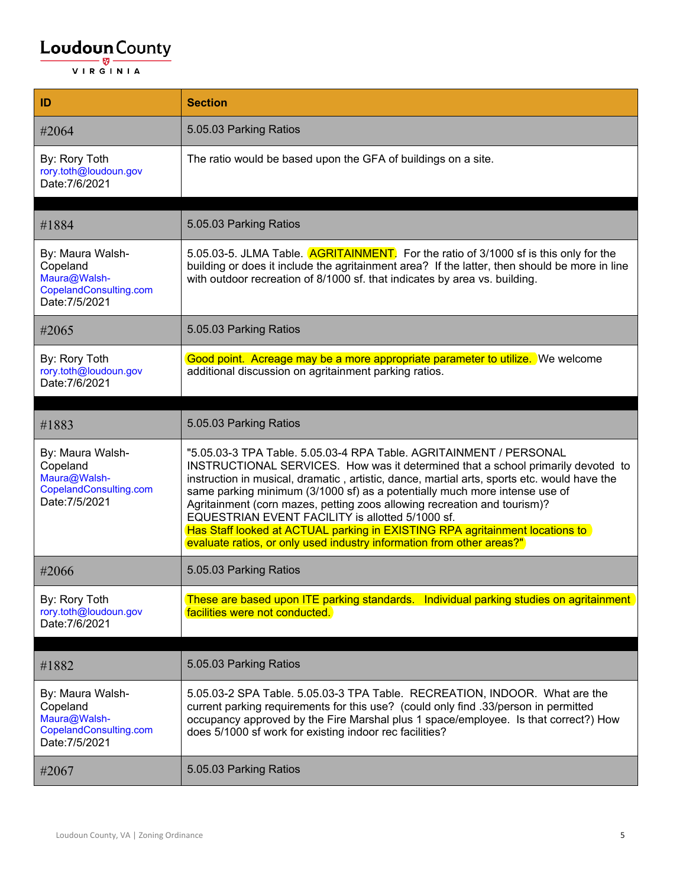| ID | Section |
|---|---|
| #2064 | 5.05.03 Parking Ratios |
| By: Rory Toth rory.toth@loudoun.gov Date:7/6/2021 | The ratio would be based upon the GFA of buildings on a site. |
| | |
| #1884 | 5.05.03 Parking Ratios |
| By: Maura Walsh-Copeland Maura@Walsh-CopelandConsulting.com Date:7/5/2021 | 5.05.03-5. JLMA Table. AGRITAINMENT. For the ratio of 3/1000 sf is this only for the building or does it include the agritainment area? If the latter, then should be more in line with outdoor recreation of 8/1000 sf. that indicates by area vs. building. |
| #2065 | 5.05.03 Parking Ratios |
| By: Rory Toth rory.toth@loudoun.gov Date:7/6/2021 | Good point. Acreage may be a more appropriate parameter to utilize. We welcome additional discussion on agritainment parking ratios. |
| | |
| #1883 | 5.05.03 Parking Ratios |
| By: Maura Walsh-Copeland Maura@Walsh-CopelandConsulting.com Date:7/5/2021 | "5.05.03-3 TPA Table. 5.05.03-4 RPA Table. AGRITAINMENT / PERSONAL INSTRUCTIONAL SERVICES. How was it determined that a school primarily devoted to instruction in musical, dramatic , artistic, dance, martial arts, sports etc. would have the same parking minimum (3/1000 sf) as a potentially much more intense use of Agritainment (corn mazes, petting zoos allowing recreation and tourism)? EQUESTRIAN EVENT FACILITY is allotted 5/1000 sf. Has Staff looked at ACTUAL parking in EXISTING RPA agritainment locations to evaluate ratios, or only used industry information from other areas?" |
| #2066 | 5.05.03 Parking Ratios |
| By: Rory Toth rory.toth@loudoun.gov Date:7/6/2021 | These are based upon ITE parking standards. Individual parking studies on agritainment facilities were not conducted. |
| | |
| #1882 | 5.05.03 Parking Ratios |
| By: Maura Walsh-Copeland Maura@Walsh-CopelandConsulting.com Date:7/5/2021 | 5.05.03-2 SPA Table. 5.05.03-3 TPA Table. RECREATION, INDOOR. What are the current parking requirements for this use? (could only find .33/person in permitted occupancy approved by the Fire Marshal plus 1 space/employee. Is that correct?) How does 5/1000 sf work for existing indoor rec facilities? |
| #2067 | 5.05.03 Parking Ratios |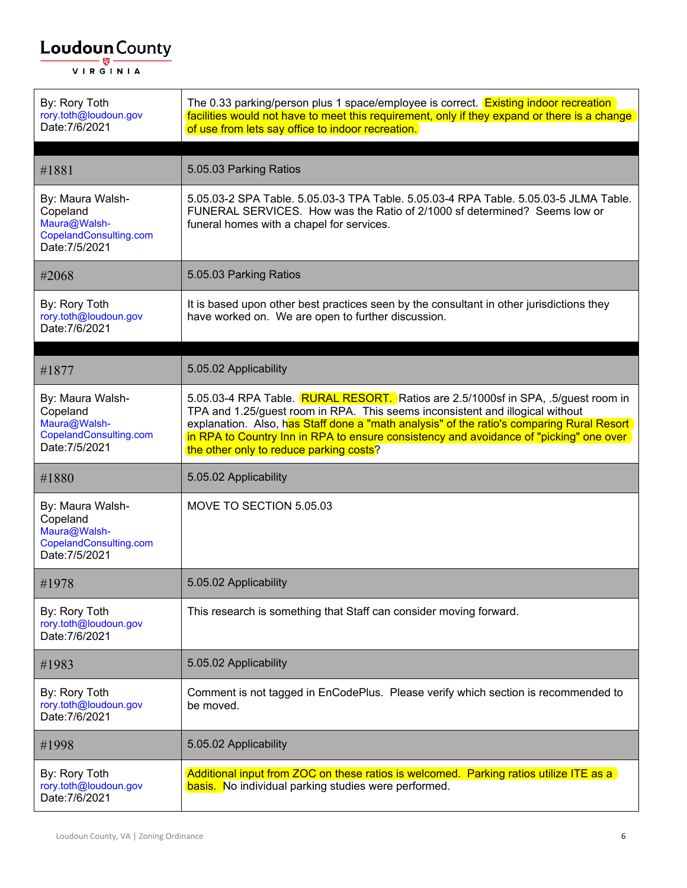| | |
|---|---|
| By: Rory Toth<br>rory.toth@loudoun.gov<br>Date:7/6/2021 | The 0.33 parking/person plus 1 space/employee is correct. Existing indoor recreation facilities would not have to meet this requirement, only if they expand or there is a change of use from lets say office to indoor recreation. |
| | |
| #1881 | 5.05.03 Parking Ratios |
| By: Maura Walsh-Copeland<br>Maura@Walsh-CopelandConsulting.com<br>Date:7/5/2021 | 5.05.03-2 SPA Table. 5.05.03-3 TPA Table. 5.05.03-4 RPA Table. 5.05.03-5 JLMA Table. FUNERAL SERVICES. How was the Ratio of 2/1000 sf determined? Seems low or funeral homes with a chapel for services. |
| #2068 | 5.05.03 Parking Ratios |
| By: Rory Toth<br>rory.toth@loudoun.gov<br>Date:7/6/2021 | It is based upon other best practices seen by the consultant in other jurisdictions they have worked on. We are open to further discussion. |
| | |
| #1877 | 5.05.02 Applicability |
| By: Maura Walsh-Copeland<br>Maura@Walsh-CopelandConsulting.com<br>Date:7/5/2021 | 5.05.03-4 RPA Table. RURAL RESORT. Ratios are 2.5/1000sf in SPA, .5/guest room in TPA and 1.25/guest room in RPA. This seems inconsistent and illogical without explanation. Also, has Staff done a "math analysis" of the ratio's comparing Rural Resort in RPA to Country Inn in RPA to ensure consistency and avoidance of "picking" one over the other only to reduce parking costs? |
| #1880 | 5.05.02 Applicability |
| By: Maura Walsh-Copeland<br>Maura@Walsh-CopelandConsulting.com<br>Date:7/5/2021 | MOVE TO SECTION 5.05.03 |
| #1978 | 5.05.02 Applicability |
| By: Rory Toth<br>rory.toth@loudoun.gov<br>Date:7/6/2021 | This research is something that Staff can consider moving forward. |
| #1983 | 5.05.02 Applicability |
| By: Rory Toth<br>rory.toth@loudoun.gov<br>Date:7/6/2021 | Comment is not tagged in EnCodePlus. Please verify which section is recommended to be moved. |
| #1998 | 5.05.02 Applicability |
| By: Rory Toth<br>rory.toth@loudoun.gov<br>Date:7/6/2021 | Additional input from ZOC on these ratios is welcomed. Parking ratios utilize ITE as a basis. No individual parking studies were performed. |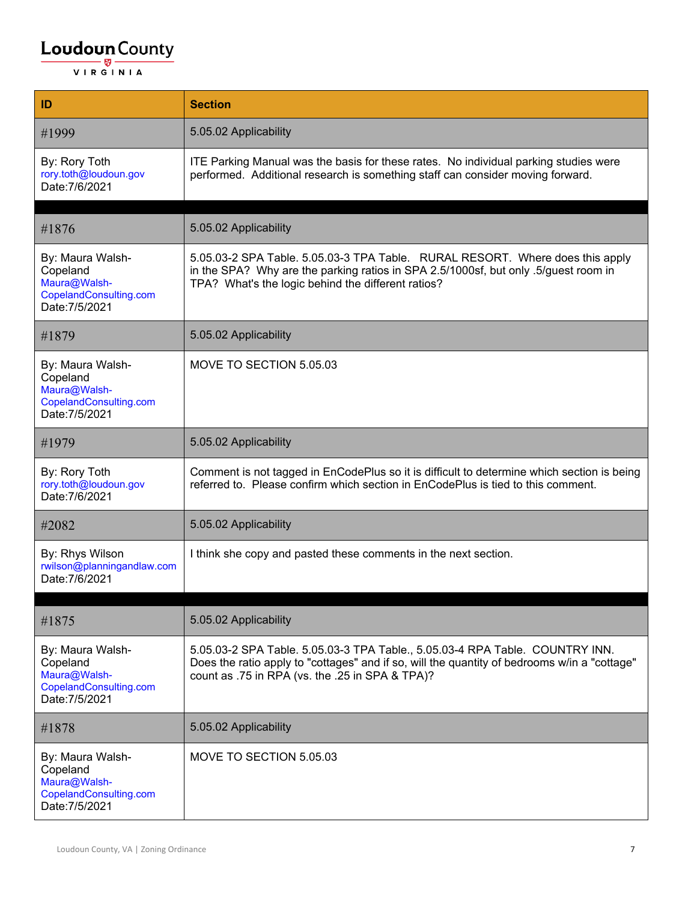| ID | Section |
|---|---|
| #1999 | 5.05.02 Applicability |
| By: Rory Toth<br>rory.toth@loudoun.gov<br>Date:7/6/2021 | ITE Parking Manual was the basis for these rates. No individual parking studies were performed. Additional research is something staff can consider moving forward. |
| | |
| #1876 | 5.05.02 Applicability |
| By: Maura Walsh-Copeland<br>Maura@Walsh-CopelandConsulting.com<br>Date:7/5/2021 | 5.05.03-2 SPA Table. 5.05.03-3 TPA Table. RURAL RESORT. Where does this apply in the SPA? Why are the parking ratios in SPA 2.5/1000sf, but only .5/guest room in TPA? What's the logic behind the different ratios? |
| #1879 | 5.05.02 Applicability |
| By: Maura Walsh-Copeland<br>Maura@Walsh-CopelandConsulting.com<br>Date:7/5/2021 | MOVE TO SECTION 5.05.03 |
| #1979 | 5.05.02 Applicability |
| By: Rory Toth<br>rory.toth@loudoun.gov<br>Date:7/6/2021 | Comment is not tagged in EnCodePlus so it is difficult to determine which section is being referred to. Please confirm which section in EnCodePlus is tied to this comment. |
| #2082 | 5.05.02 Applicability |
| By: Rhys Wilson<br>rwilson@planningandlaw.com<br>Date:7/6/2021 | I think she copy and pasted these comments in the next section. |
| | |
| #1875 | 5.05.02 Applicability |
| By: Maura Walsh-Copeland<br>Maura@Walsh-CopelandConsulting.com<br>Date:7/5/2021 | 5.05.03-2 SPA Table. 5.05.03-3 TPA Table., 5.05.03-4 RPA Table. COUNTRY INN. Does the ratio apply to "cottages" and if so, will the quantity of bedrooms w/in a "cottage" count as .75 in RPA (vs. the .25 in SPA & TPA)? |
| #1878 | 5.05.02 Applicability |
| By: Maura Walsh-Copeland<br>Maura@Walsh-CopelandConsulting.com<br>Date:7/5/2021 | MOVE TO SECTION 5.05.03 |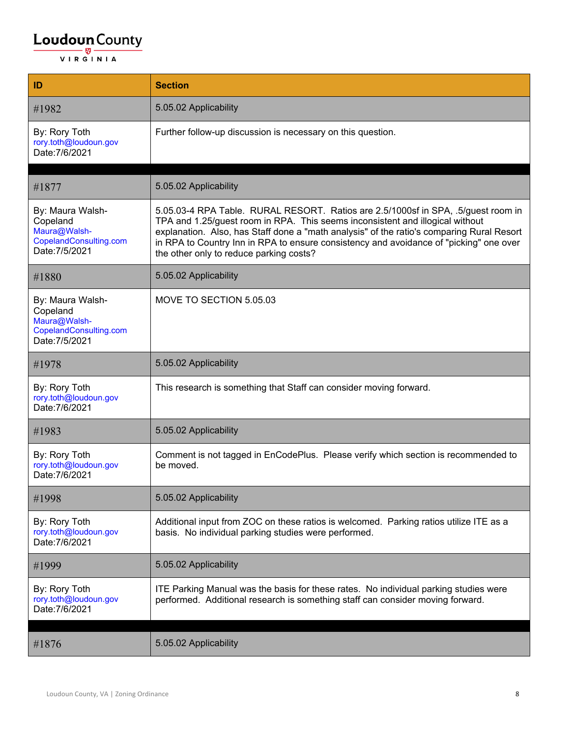| ID | Section |
|---|---|
| #1982 | 5.05.02 Applicability |
| By: Rory Toth<br>rory.toth@loudoun.gov<br>Date:7/6/2021 | Further follow-up discussion is necessary on this question. |
| | |
| #1877 | 5.05.02 Applicability |
| By: Maura Walsh-Copeland<br>Maura@Walsh-CopelandConsulting.com<br>Date:7/5/2021 | 5.05.03-4 RPA Table. RURAL RESORT. Ratios are 2.5/1000sf in SPA, .5/guest room in TPA and 1.25/guest room in RPA. This seems inconsistent and illogical without explanation. Also, has Staff done a "math analysis" of the ratio's comparing Rural Resort in RPA to Country Inn in RPA to ensure consistency and avoidance of "picking" one over the other only to reduce parking costs? |
| #1880 | 5.05.02 Applicability |
| By: Maura Walsh-Copeland<br>Maura@Walsh-CopelandConsulting.com<br>Date:7/5/2021 | MOVE TO SECTION 5.05.03 |
| #1978 | 5.05.02 Applicability |
| By: Rory Toth<br>rory.toth@loudoun.gov<br>Date:7/6/2021 | This research is something that Staff can consider moving forward. |
| #1983 | 5.05.02 Applicability |
| By: Rory Toth<br>rory.toth@loudoun.gov<br>Date:7/6/2021 | Comment is not tagged in EnCodePlus. Please verify which section is recommended to be moved. |
| #1998 | 5.05.02 Applicability |
| By: Rory Toth<br>rory.toth@loudoun.gov<br>Date:7/6/2021 | Additional input from ZOC on these ratios is welcomed. Parking ratios utilize ITE as a basis. No individual parking studies were performed. |
| #1999 | 5.05.02 Applicability |
| By: Rory Toth<br>rory.toth@loudoun.gov<br>Date:7/6/2021 | ITE Parking Manual was the basis for these rates. No individual parking studies were performed. Additional research is something staff can consider moving forward. |
| | |
| #1876 | 5.05.02 Applicability |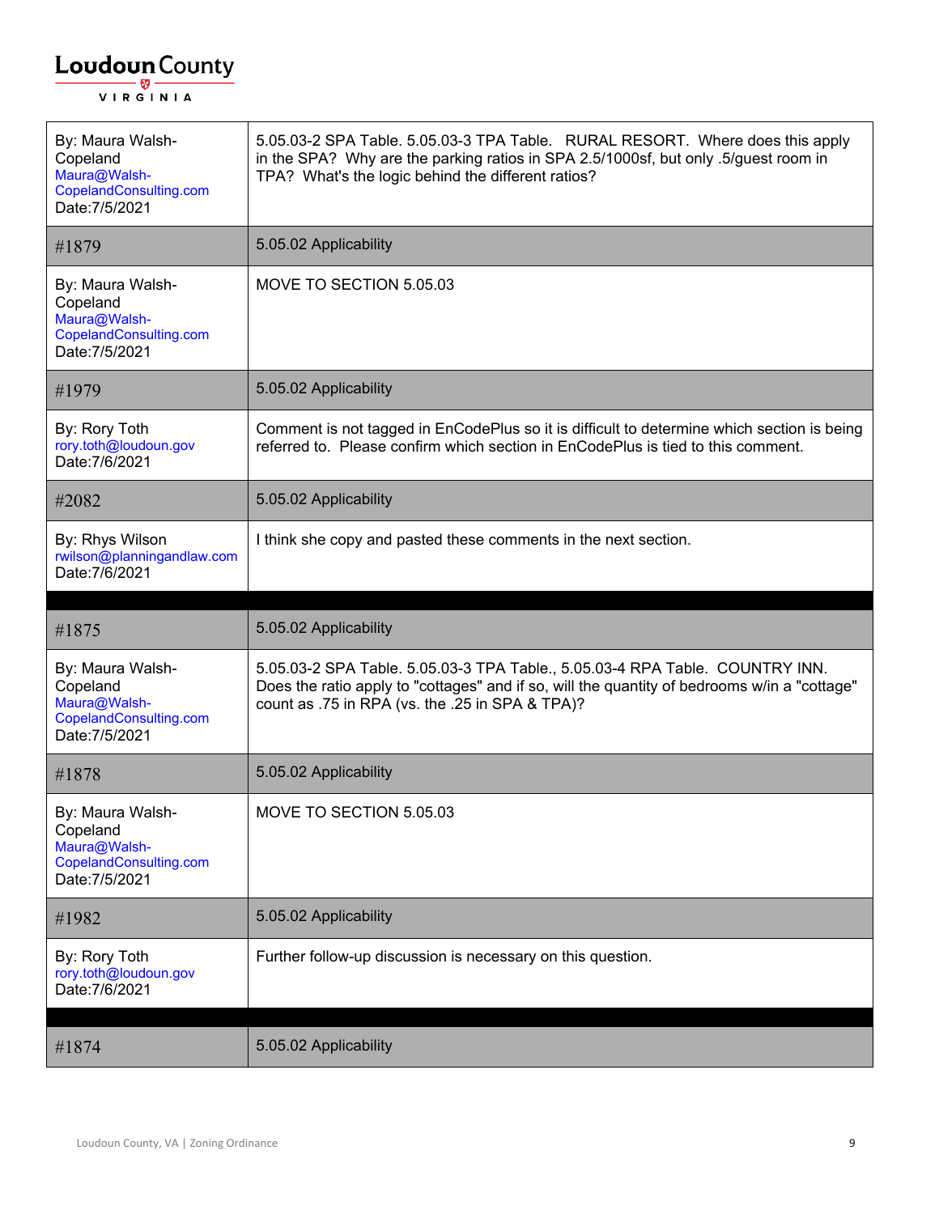| | |
|---|---|
| By: Maura Walsh-Copeland<br>Maura@Walsh-CopelandConsulting.com<br>Date:7/5/2021 | 5.05.03-2 SPA Table. 5.05.03-3 TPA Table. RURAL RESORT. Where does this apply in the SPA? Why are the parking ratios in SPA 2.5/1000sf, but only .5/guest room in TPA? What's the logic behind the different ratios? |
| #1879 | 5.05.02 Applicability |
| By: Maura Walsh-Copeland<br>Maura@Walsh-CopelandConsulting.com<br>Date:7/5/2021 | MOVE TO SECTION 5.05.03 |
| #1979 | 5.05.02 Applicability |
| By: Rory Toth<br>rory.toth@loudoun.gov<br>Date:7/6/2021 | Comment is not tagged in EnCodePlus so it is difficult to determine which section is being referred to. Please confirm which section in EnCodePlus is tied to this comment. |
| #2082 | 5.05.02 Applicability |
| By: Rhys Wilson<br>rwilson@planningandlaw.com<br>Date:7/6/2021 | I think she copy and pasted these comments in the next section. |

| | |
|---|---|
| #1875 | 5.05.02 Applicability |
| By: Maura Walsh-Copeland<br>Maura@Walsh-CopelandConsulting.com<br>Date:7/5/2021 | 5.05.03-2 SPA Table. 5.05.03-3 TPA Table., 5.05.03-4 RPA Table. COUNTRY INN. Does the ratio apply to "cottages" and if so, will the quantity of bedrooms w/in a "cottage" count as .75 in RPA (vs. the .25 in SPA & TPA)? |
| #1878 | 5.05.02 Applicability |
| By: Maura Walsh-Copeland<br>Maura@Walsh-CopelandConsulting.com<br>Date:7/5/2021 | MOVE TO SECTION 5.05.03 |
| #1982 | 5.05.02 Applicability |
| By: Rory Toth<br>rory.toth@loudoun.gov<br>Date:7/6/2021 | Further follow-up discussion is necessary on this question. |

| | |
|---|---|
| #1874 | 5.05.02 Applicability |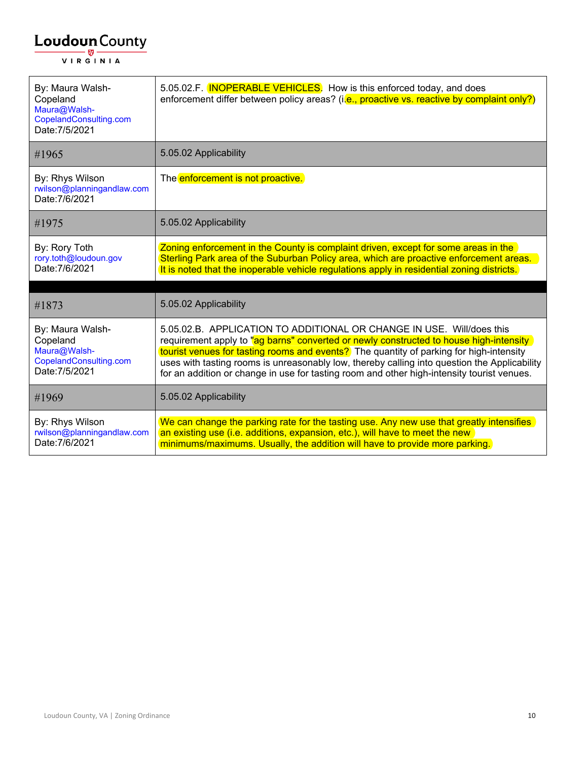| By: Maura Walsh-Copeland Maura@Walsh-CopelandConsulting.com Date:7/5/2021 | 5.05.02.F. INOPERABLE VEHICLES. How is this enforced today, and does enforcement differ between policy areas? (i.e., proactive vs. reactive by complaint only?) |
|---|---|
| #1965 | 5.05.02 Applicability |
| By: Rhys Wilson rwilson@planningandlaw.com Date:7/6/2021 | The enforcement is not proactive. |
| #1975 | 5.05.02 Applicability |
| By: Rory Toth rory.toth@loudoun.gov Date:7/6/2021 | Zoning enforcement in the County is complaint driven, except for some areas in the Sterling Park area of the Suburban Policy area, which are proactive enforcement areas. It is noted that the inoperable vehicle regulations apply in residential zoning districts. |

| #1873 | 5.05.02 Applicability |
|---|---|
| By: Maura Walsh-Copeland Maura@Walsh-CopelandConsulting.com Date:7/5/2021 | 5.05.02.B. APPLICATION TO ADDITIONAL OR CHANGE IN USE. Will/does this requirement apply to "ag barns" converted or newly constructed to house high-intensity tourist venues for tasting rooms and events? The quantity of parking for high-intensity uses with tasting rooms is unreasonably low, thereby calling into question the Applicability for an addition or change in use for tasting room and other high-intensity tourist venues. |
| #1969 | 5.05.02 Applicability |
| By: Rhys Wilson rwilson@planningandlaw.com Date:7/6/2021 | We can change the parking rate for the tasting use. Any new use that greatly intensifies an existing use (i.e. additions, expansion, etc.), will have to meet the new minimums/maximums. Usually, the addition will have to provide more parking. |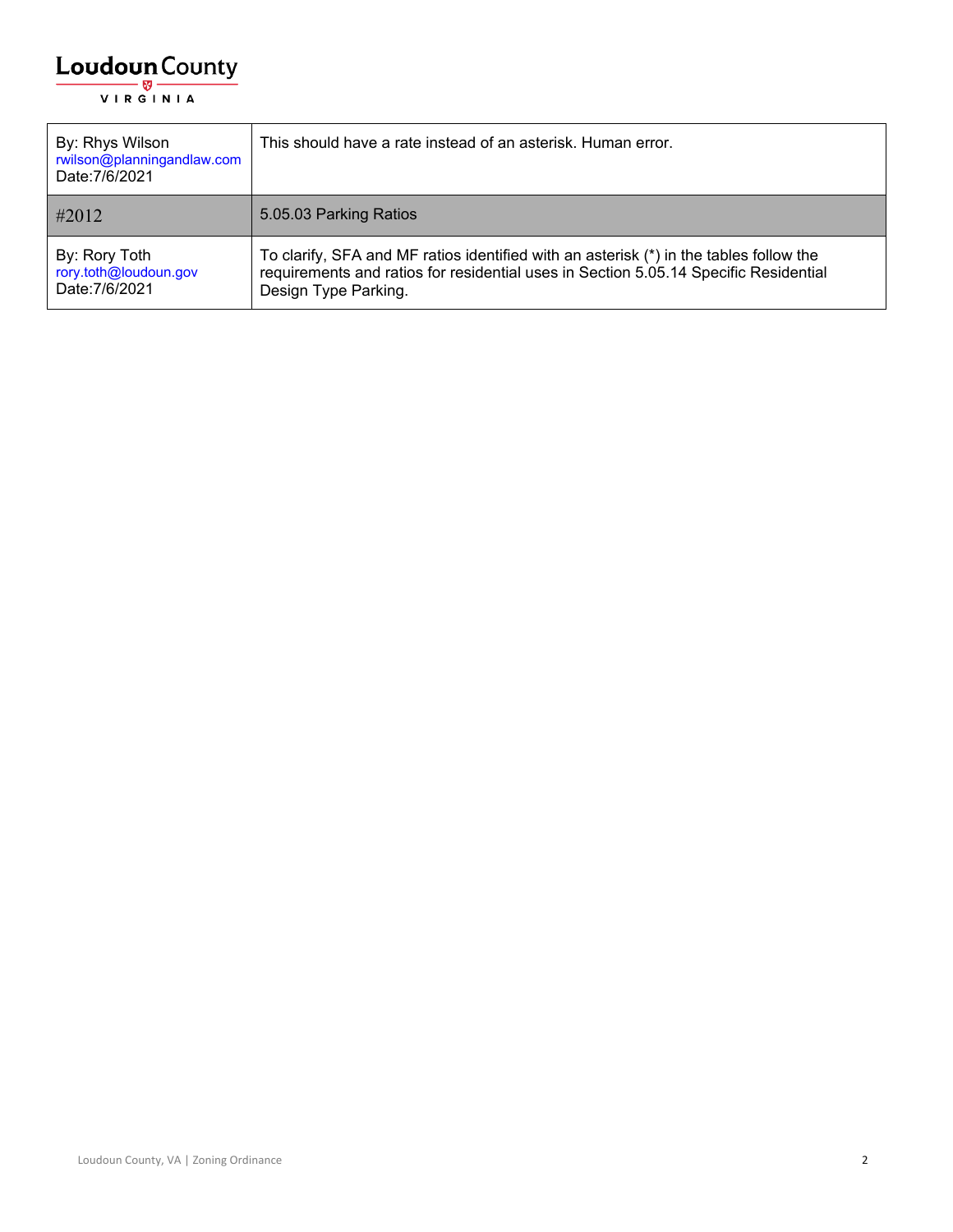| By: Rhys Wilson<br>rwilson@planningandlaw.com<br>Date:7/6/2021 | This should have a rate instead of an asterisk. Human error. |
|---|---|
| #2012 | 5.05.03 Parking Ratios |
| By: Rory Toth<br>rory.toth@loudoun.gov<br>Date:7/6/2021 | To clarify, SFA and MF ratios identified with an asterisk (*) in the tables follow the requirements and ratios for residential uses in Section 5.05.14 Specific Residential Design Type Parking. |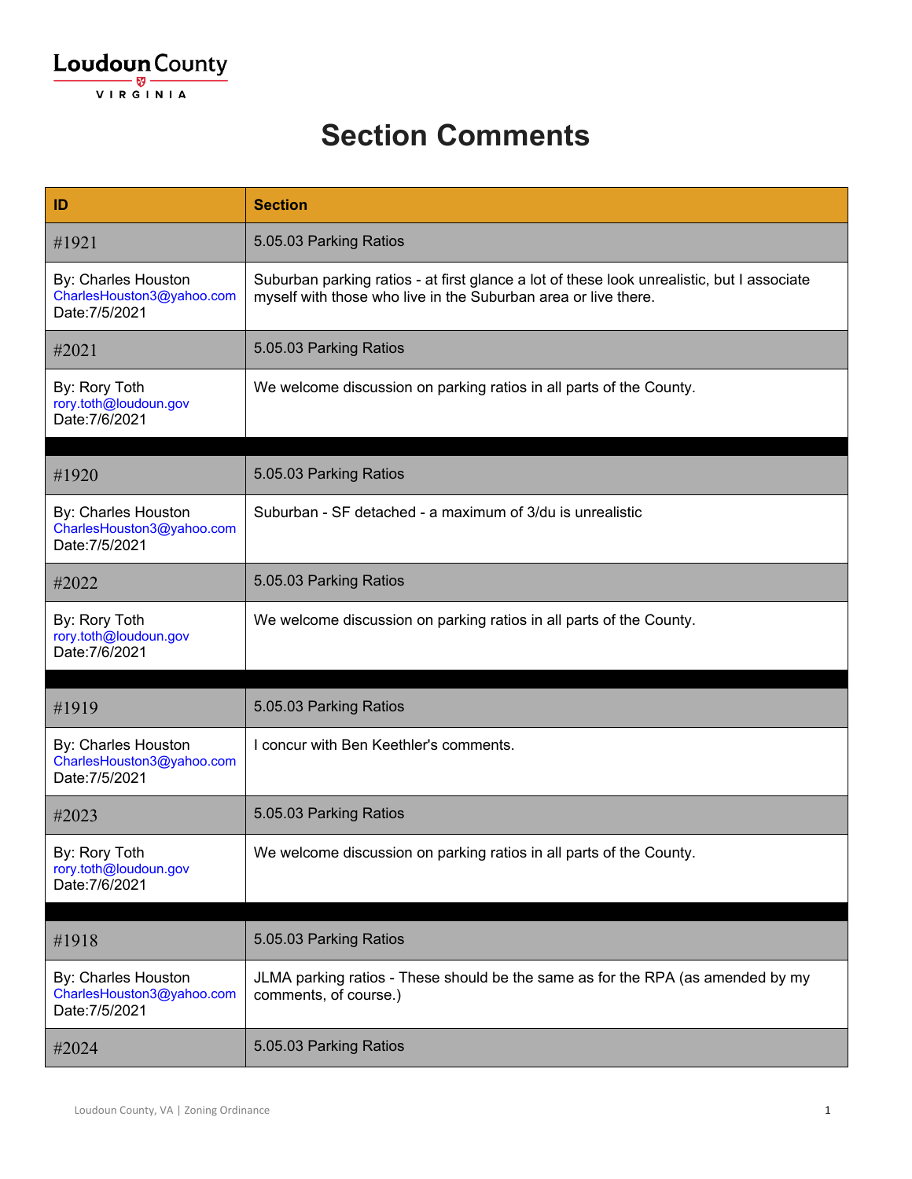**Loudoun County**
VIRGINIA

# Section Comments

| ID | Section |
|---|---|
| #1921 | 5.05.03 Parking Ratios |
| By: Charles Houston<br>CharlesHouston3@yahoo.com<br>Date:7/5/2021 | Suburban parking ratios - at first glance a lot of these look unrealistic, but I associate myself with those who live in the Suburban area or live there. |
| #2021 | 5.05.03 Parking Ratios |
| By: Rory Toth<br>rory.toth@loudoun.gov<br>Date:7/6/2021 | We welcome discussion on parking ratios in all parts of the County. |
| | |
| #1920 | 5.05.03 Parking Ratios |
| By: Charles Houston<br>CharlesHouston3@yahoo.com<br>Date:7/5/2021 | Suburban - SF detached - a maximum of 3/du is unrealistic |
| #2022 | 5.05.03 Parking Ratios |
| By: Rory Toth<br>rory.toth@loudoun.gov<br>Date:7/6/2021 | We welcome discussion on parking ratios in all parts of the County. |
| | |
| #1919 | 5.05.03 Parking Ratios |
| By: Charles Houston<br>CharlesHouston3@yahoo.com<br>Date:7/5/2021 | I concur with Ben Keethler's comments. |
| #2023 | 5.05.03 Parking Ratios |
| By: Rory Toth<br>rory.toth@loudoun.gov<br>Date:7/6/2021 | We welcome discussion on parking ratios in all parts of the County. |
| | |
| #1918 | 5.05.03 Parking Ratios |
| By: Charles Houston<br>CharlesHouston3@yahoo.com<br>Date:7/5/2021 | JLMA parking ratios - These should be the same as for the RPA (as amended by my comments, of course.) |
| #2024 | 5.05.03 Parking Ratios |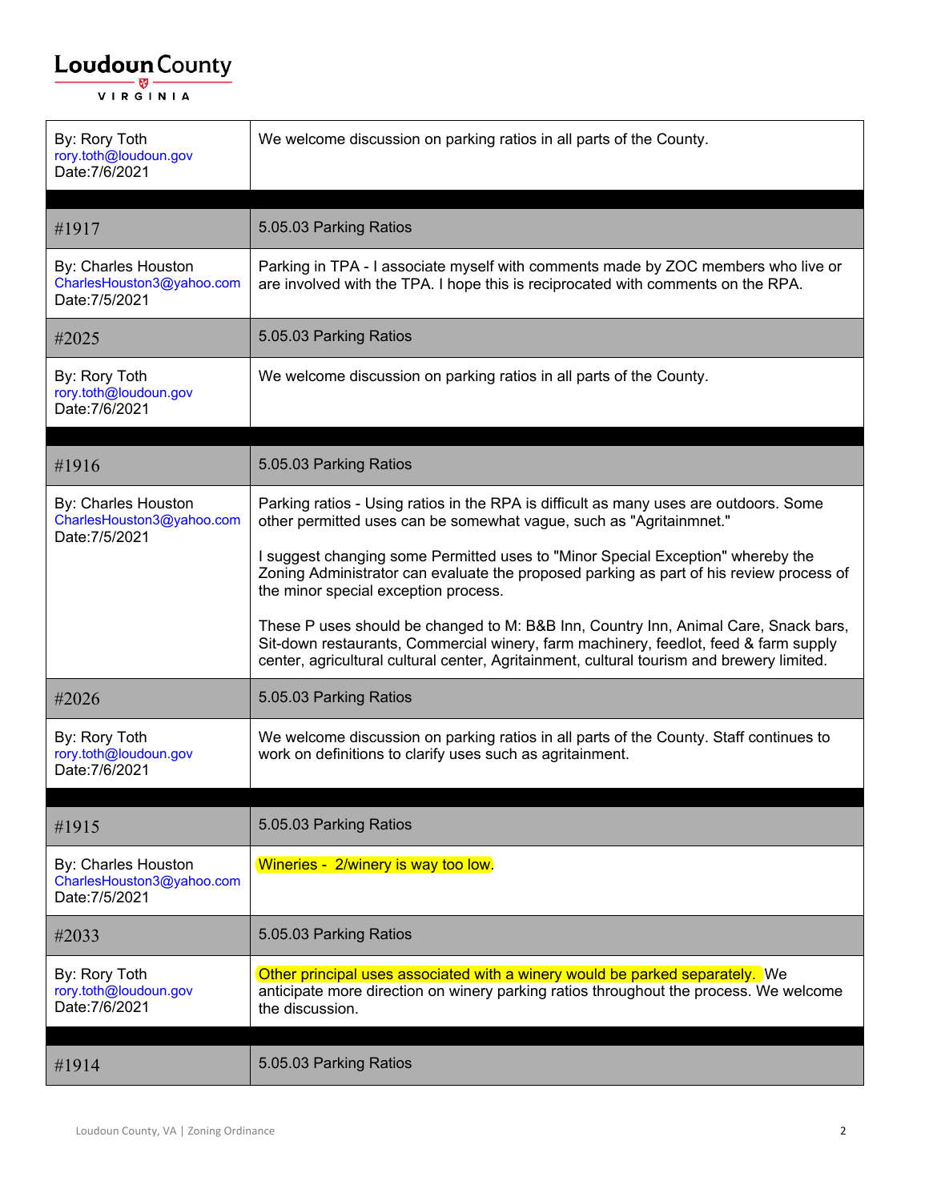| | |
|---|---|
| By: Rory Toth<br>rory.toth@loudoun.gov<br>Date:7/6/2021 | We welcome discussion on parking ratios in all parts of the County. |

| | |
|---|---|
| #1917 | 5.05.03 Parking Ratios |
| By: Charles Houston<br>CharlesHouston3@yahoo.com<br>Date:7/5/2021 | Parking in TPA - I associate myself with comments made by ZOC members who live or are involved with the TPA. I hope this is reciprocated with comments on the RPA. |
| #2025 | 5.05.03 Parking Ratios |
| By: Rory Toth<br>rory.toth@loudoun.gov<br>Date:7/6/2021 | We welcome discussion on parking ratios in all parts of the County. |

| | |
|---|---|
| #1916 | 5.05.03 Parking Ratios |
| By: Charles Houston<br>CharlesHouston3@yahoo.com<br>Date:7/5/2021 | Parking ratios - Using ratios in the RPA is difficult as many uses are outdoors. Some other permitted uses can be somewhat vague, such as "Agritainmnet."<br><br>I suggest changing some Permitted uses to "Minor Special Exception" whereby the Zoning Administrator can evaluate the proposed parking as part of his review process of the minor special exception process.<br><br>These P uses should be changed to M: B&B Inn, Country Inn, Animal Care, Snack bars, Sit-down restaurants, Commercial winery, farm machinery, feedlot, feed & farm supply center, agricultural cultural center, Agritainment, cultural tourism and brewery limited. |
| #2026 | 5.05.03 Parking Ratios |
| By: Rory Toth<br>rory.toth@loudoun.gov<br>Date:7/6/2021 | We welcome discussion on parking ratios in all parts of the County. Staff continues to work on definitions to clarify uses such as agritainment. |

| | |
|---|---|
| #1915 | 5.05.03 Parking Ratios |
| By: Charles Houston<br>CharlesHouston3@yahoo.com<br>Date:7/5/2021 | Wineries - 2/winery is way too low. |
| #2033 | 5.05.03 Parking Ratios |
| By: Rory Toth<br>rory.toth@loudoun.gov<br>Date:7/6/2021 | Other principal uses associated with a winery would be parked separately. We anticipate more direction on winery parking ratios throughout the process. We welcome the discussion. |

| | |
|---|---|
| #1914 | 5.05.03 Parking Ratios |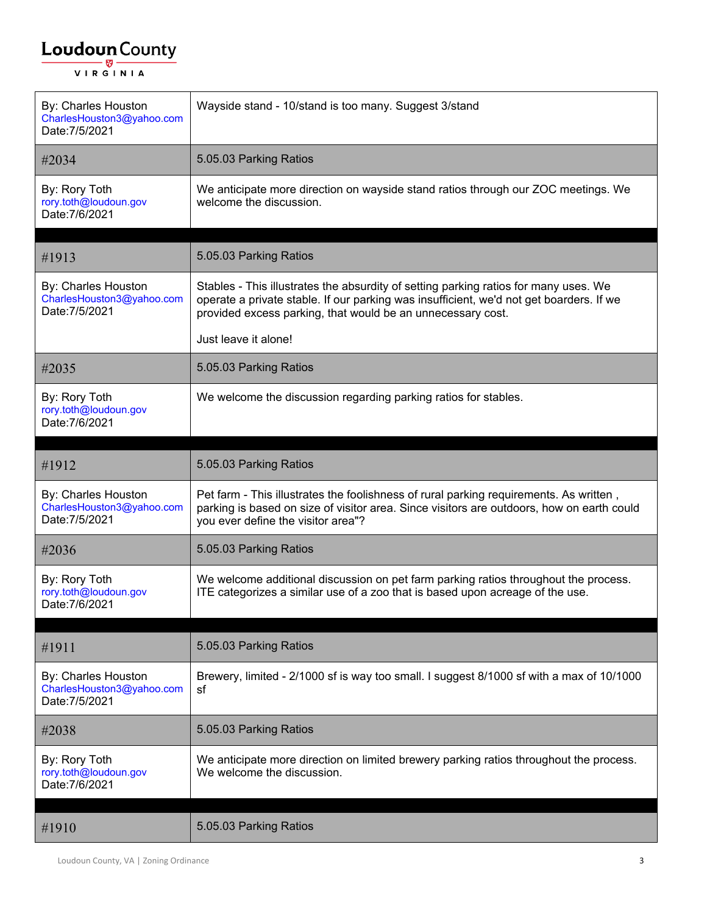| By: Charles Houston<br>CharlesHouston3@yahoo.com<br>Date:7/5/2021 | Wayside stand - 10/stand is too many. Suggest 3/stand |
| --- | --- |
| #2034 | 5.05.03 Parking Ratios |
| By: Rory Toth<br>rory.toth@loudoun.gov<br>Date:7/6/2021 | We anticipate more direction on wayside stand ratios through our ZOC meetings. We welcome the discussion. |

| #1913 | 5.05.03 Parking Ratios |
| --- | --- |
| By: Charles Houston<br>CharlesHouston3@yahoo.com<br>Date:7/5/2021 | Stables - This illustrates the absurdity of setting parking ratios for many uses. We operate a private stable. If our parking was insufficient, we'd not get boarders. If we provided excess parking, that would be an unnecessary cost.<br><br>Just leave it alone! |
| #2035 | 5.05.03 Parking Ratios |
| By: Rory Toth<br>rory.toth@loudoun.gov<br>Date:7/6/2021 | We welcome the discussion regarding parking ratios for stables. |

| #1912 | 5.05.03 Parking Ratios |
| --- | --- |
| By: Charles Houston<br>CharlesHouston3@yahoo.com<br>Date:7/5/2021 | Pet farm - This illustrates the foolishness of rural parking requirements. As written , parking is based on size of visitor area. Since visitors are outdoors, how on earth could you ever define the visitor area"? |
| #2036 | 5.05.03 Parking Ratios |
| By: Rory Toth<br>rory.toth@loudoun.gov<br>Date:7/6/2021 | We welcome additional discussion on pet farm parking ratios throughout the process. ITE categorizes a similar use of a zoo that is based upon acreage of the use. |

| #1911 | 5.05.03 Parking Ratios |
| --- | --- |
| By: Charles Houston<br>CharlesHouston3@yahoo.com<br>Date:7/5/2021 | Brewery, limited - 2/1000 sf is way too small. I suggest 8/1000 sf with a max of 10/1000 sf |
| #2038 | 5.05.03 Parking Ratios |
| By: Rory Toth<br>rory.toth@loudoun.gov<br>Date:7/6/2021 | We anticipate more direction on limited brewery parking ratios throughout the process. We welcome the discussion. |

| #1910 | 5.05.03 Parking Ratios |
| --- | --- |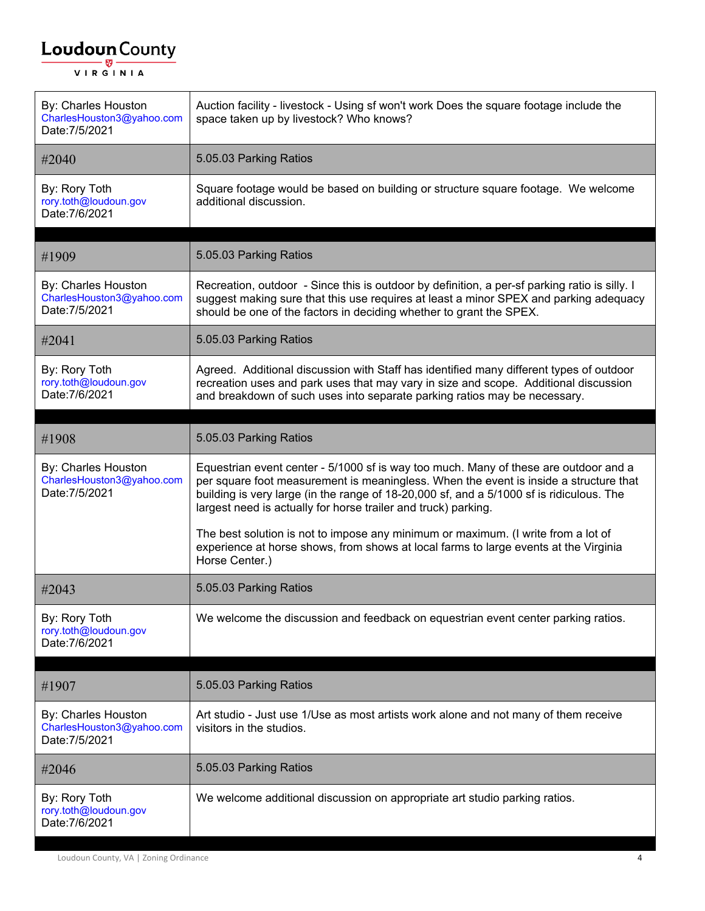| | |
|---|---|
| By: Charles Houston<br>CharlesHouston3@yahoo.com<br>Date:7/5/2021 | Auction facility - livestock - Using sf won't work Does the square footage include the space taken up by livestock? Who knows? |
| #2040 | 5.05.03 Parking Ratios |
| By: Rory Toth<br>rory.toth@loudoun.gov<br>Date:7/6/2021 | Square footage would be based on building or structure square footage. We welcome additional discussion. |

| | |
|---|---|
| #1909 | 5.05.03 Parking Ratios |
| By: Charles Houston<br>CharlesHouston3@yahoo.com<br>Date:7/5/2021 | Recreation, outdoor - Since this is outdoor by definition, a per-sf parking ratio is silly. I suggest making sure that this use requires at least a minor SPEX and parking adequacy should be one of the factors in deciding whether to grant the SPEX. |
| #2041 | 5.05.03 Parking Ratios |
| By: Rory Toth<br>rory.toth@loudoun.gov<br>Date:7/6/2021 | Agreed. Additional discussion with Staff has identified many different types of outdoor recreation uses and park uses that may vary in size and scope. Additional discussion and breakdown of such uses into separate parking ratios may be necessary. |

| | |
|---|---|
| #1908 | 5.05.03 Parking Ratios |
| By: Charles Houston<br>CharlesHouston3@yahoo.com<br>Date:7/5/2021 | Equestrian event center - 5/1000 sf is way too much. Many of these are outdoor and a per square foot measurement is meaningless. When the event is inside a structure that building is very large (in the range of 18-20,000 sf, and a 5/1000 sf is ridiculous. The largest need is actually for horse trailer and truck) parking.<br><br>The best solution is not to impose any minimum or maximum. (I write from a lot of experience at horse shows, from shows at local farms to large events at the Virginia Horse Center.) |
| #2043 | 5.05.03 Parking Ratios |
| By: Rory Toth<br>rory.toth@loudoun.gov<br>Date:7/6/2021 | We welcome the discussion and feedback on equestrian event center parking ratios. |

| | |
|---|---|
| #1907 | 5.05.03 Parking Ratios |
| By: Charles Houston<br>CharlesHouston3@yahoo.com<br>Date:7/5/2021 | Art studio - Just use 1/Use as most artists work alone and not many of them receive visitors in the studios. |
| #2046 | 5.05.03 Parking Ratios |
| By: Rory Toth<br>rory.toth@loudoun.gov<br>Date:7/6/2021 | We welcome additional discussion on appropriate art studio parking ratios. |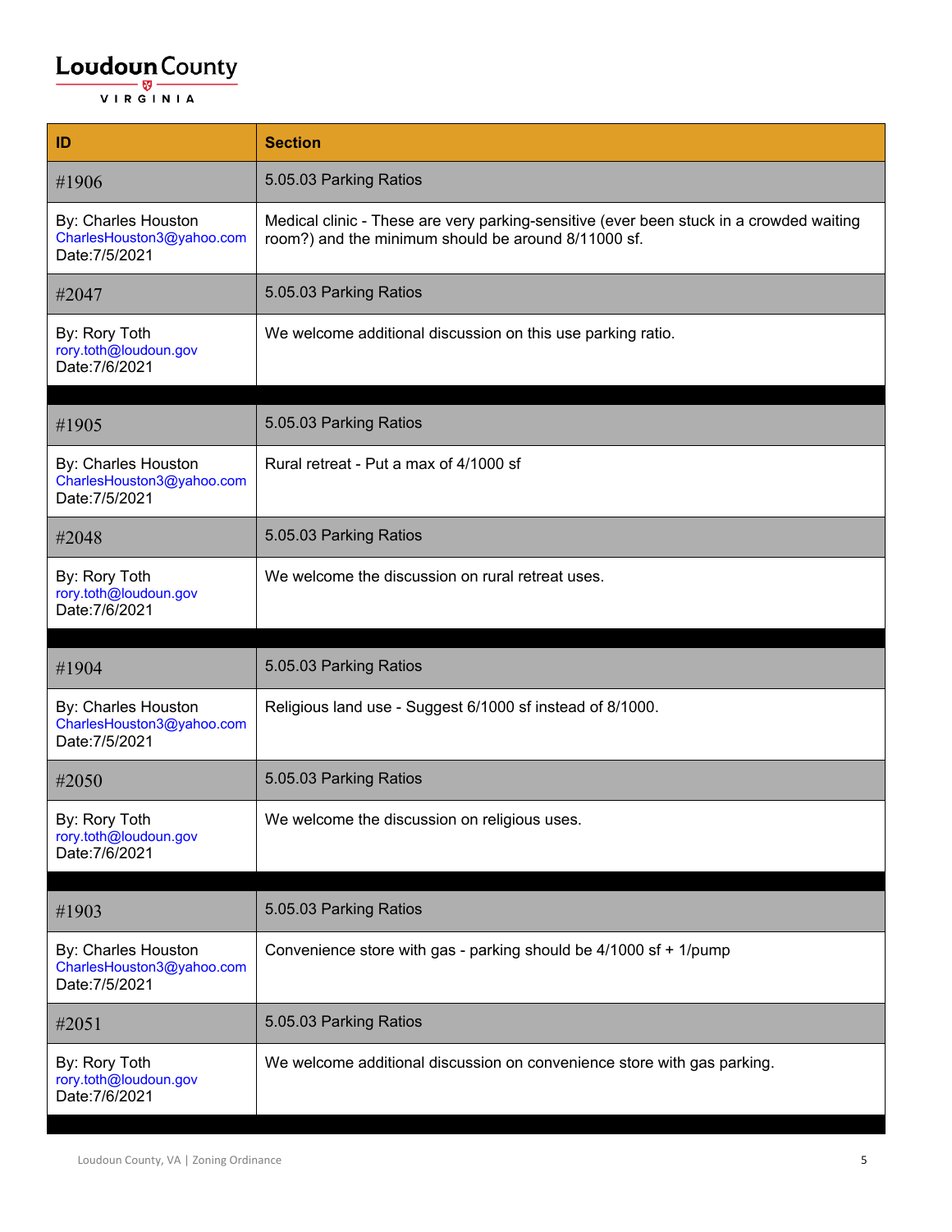| ID | Section |
|---|---|
| #1906 | 5.05.03 Parking Ratios |
| By: Charles Houston<br>CharlesHouston3@yahoo.com<br>Date:7/5/2021 | Medical clinic - These are very parking-sensitive (ever been stuck in a crowded waiting room?) and the minimum should be around 8/11000 sf. |
| #2047 | 5.05.03 Parking Ratios |
| By: Rory Toth<br>rory.toth@loudoun.gov<br>Date:7/6/2021 | We welcome additional discussion on this use parking ratio. |
| | |
| #1905 | 5.05.03 Parking Ratios |
| By: Charles Houston<br>CharlesHouston3@yahoo.com<br>Date:7/5/2021 | Rural retreat - Put a max of 4/1000 sf |
| #2048 | 5.05.03 Parking Ratios |
| By: Rory Toth<br>rory.toth@loudoun.gov<br>Date:7/6/2021 | We welcome the discussion on rural retreat uses. |
| | |
| #1904 | 5.05.03 Parking Ratios |
| By: Charles Houston<br>CharlesHouston3@yahoo.com<br>Date:7/5/2021 | Religious land use - Suggest 6/1000 sf instead of 8/1000. |
| #2050 | 5.05.03 Parking Ratios |
| By: Rory Toth<br>rory.toth@loudoun.gov<br>Date:7/6/2021 | We welcome the discussion on religious uses. |
| | |
| #1903 | 5.05.03 Parking Ratios |
| By: Charles Houston<br>CharlesHouston3@yahoo.com<br>Date:7/5/2021 | Convenience store with gas - parking should be 4/1000 sf + 1/pump |
| #2051 | 5.05.03 Parking Ratios |
| By: Rory Toth<br>rory.toth@loudoun.gov<br>Date:7/6/2021 | We welcome additional discussion on convenience store with gas parking. |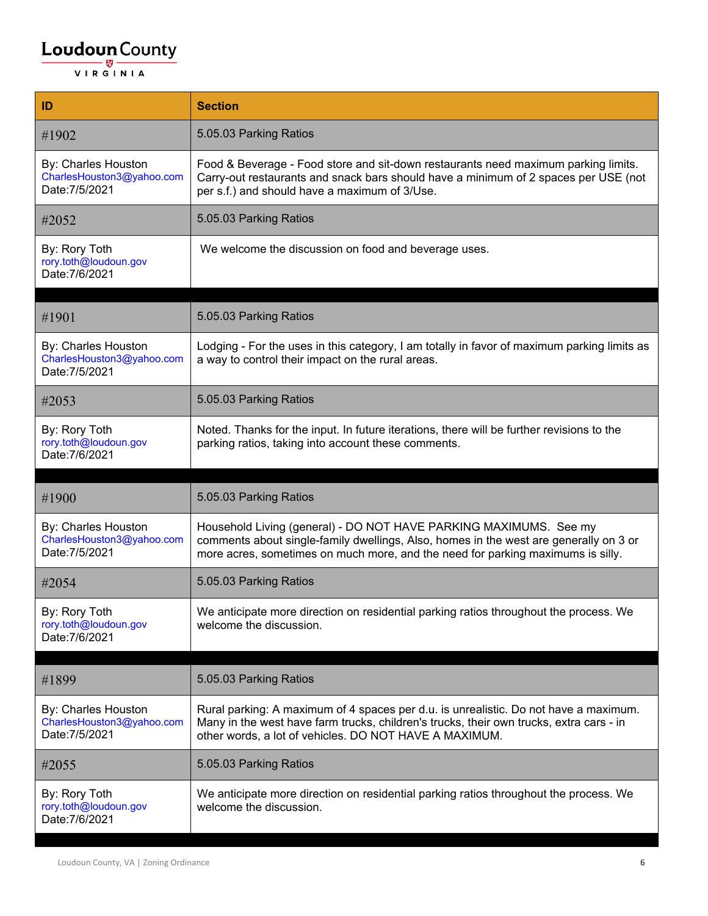| ID | Section |
|---|---|
| #1902 | 5.05.03 Parking Ratios |
| By: Charles Houston<br>CharlesHouston3@yahoo.com<br>Date:7/5/2021 | Food & Beverage - Food store and sit-down restaurants need maximum parking limits. Carry-out restaurants and snack bars should have a minimum of 2 spaces per USE (not per s.f.) and should have a maximum of 3/Use. |
| #2052 | 5.05.03 Parking Ratios |
| By: Rory Toth<br>rory.toth@loudoun.gov<br>Date:7/6/2021 | We welcome the discussion on food and beverage uses. |
| | |
| #1901 | 5.05.03 Parking Ratios |
| By: Charles Houston<br>CharlesHouston3@yahoo.com<br>Date:7/5/2021 | Lodging - For the uses in this category, I am totally in favor of maximum parking limits as a way to control their impact on the rural areas. |
| #2053 | 5.05.03 Parking Ratios |
| By: Rory Toth<br>rory.toth@loudoun.gov<br>Date:7/6/2021 | Noted. Thanks for the input. In future iterations, there will be further revisions to the parking ratios, taking into account these comments. |
| | |
| #1900 | 5.05.03 Parking Ratios |
| By: Charles Houston<br>CharlesHouston3@yahoo.com<br>Date:7/5/2021 | Household Living (general) - DO NOT HAVE PARKING MAXIMUMS. See my comments about single-family dwellings, Also, homes in the west are generally on 3 or more acres, sometimes on much more, and the need for parking maximums is silly. |
| #2054 | 5.05.03 Parking Ratios |
| By: Rory Toth<br>rory.toth@loudoun.gov<br>Date:7/6/2021 | We anticipate more direction on residential parking ratios throughout the process. We welcome the discussion. |
| | |
| #1899 | 5.05.03 Parking Ratios |
| By: Charles Houston<br>CharlesHouston3@yahoo.com<br>Date:7/5/2021 | Rural parking: A maximum of 4 spaces per d.u. is unrealistic. Do not have a maximum. Many in the west have farm trucks, children's trucks, their own trucks, extra cars - in other words, a lot of vehicles. DO NOT HAVE A MAXIMUM. |
| #2055 | 5.05.03 Parking Ratios |
| By: Rory Toth<br>rory.toth@loudoun.gov<br>Date:7/6/2021 | We anticipate more direction on residential parking ratios throughout the process. We welcome the discussion. |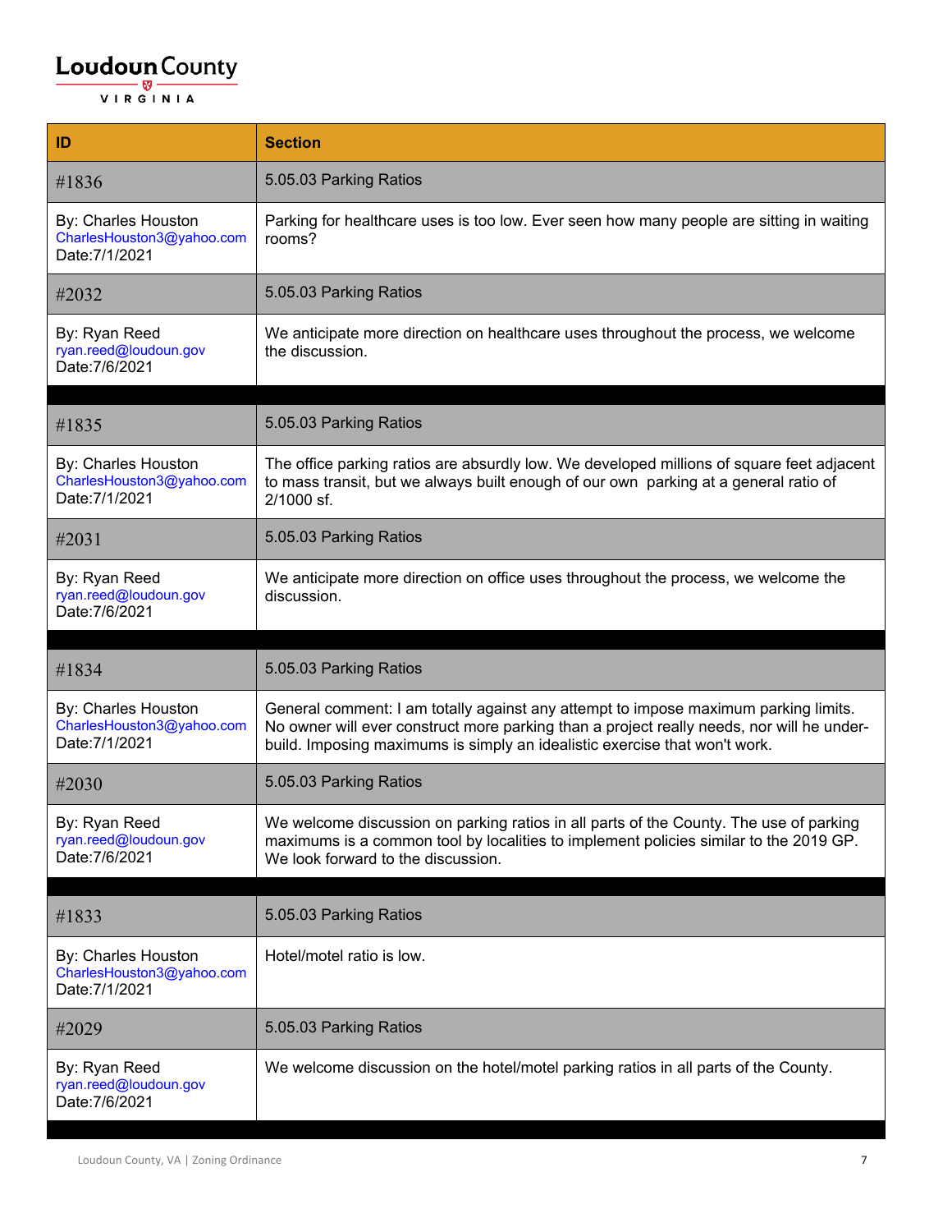Loudoun County
VIRGINIA

| ID | Section |
| --- | --- |
| #1836 | 5.05.03 Parking Ratios |
| By: Charles Houston<br>CharlesHouston3@yahoo.com<br>Date:7/1/2021 | Parking for healthcare uses is too low. Ever seen how many people are sitting in waiting rooms? |
| #2032 | 5.05.03 Parking Ratios |
| By: Ryan Reed<br>ryan.reed@loudoun.gov<br>Date:7/6/2021 | We anticipate more direction on healthcare uses throughout the process, we welcome the discussion. |
| | |
| #1835 | 5.05.03 Parking Ratios |
| By: Charles Houston<br>CharlesHouston3@yahoo.com<br>Date:7/1/2021 | The office parking ratios are absurdly low. We developed millions of square feet adjacent to mass transit, but we always built enough of our own parking at a general ratio of 2/1000 sf. |
| #2031 | 5.05.03 Parking Ratios |
| By: Ryan Reed<br>ryan.reed@loudoun.gov<br>Date:7/6/2021 | We anticipate more direction on office uses throughout the process, we welcome the discussion. |
| | |
| #1834 | 5.05.03 Parking Ratios |
| By: Charles Houston<br>CharlesHouston3@yahoo.com<br>Date:7/1/2021 | General comment: I am totally against any attempt to impose maximum parking limits. No owner will ever construct more parking than a project really needs, nor will he under-build. Imposing maximums is simply an idealistic exercise that won't work. |
| #2030 | 5.05.03 Parking Ratios |
| By: Ryan Reed<br>ryan.reed@loudoun.gov<br>Date:7/6/2021 | We welcome discussion on parking ratios in all parts of the County. The use of parking maximums is a common tool by localities to implement policies similar to the 2019 GP. We look forward to the discussion. |
| | |
| #1833 | 5.05.03 Parking Ratios |
| By: Charles Houston<br>CharlesHouston3@yahoo.com<br>Date:7/1/2021 | Hotel/motel ratio is low. |
| #2029 | 5.05.03 Parking Ratios |
| By: Ryan Reed<br>ryan.reed@loudoun.gov<br>Date:7/6/2021 | We welcome discussion on the hotel/motel parking ratios in all parts of the County. |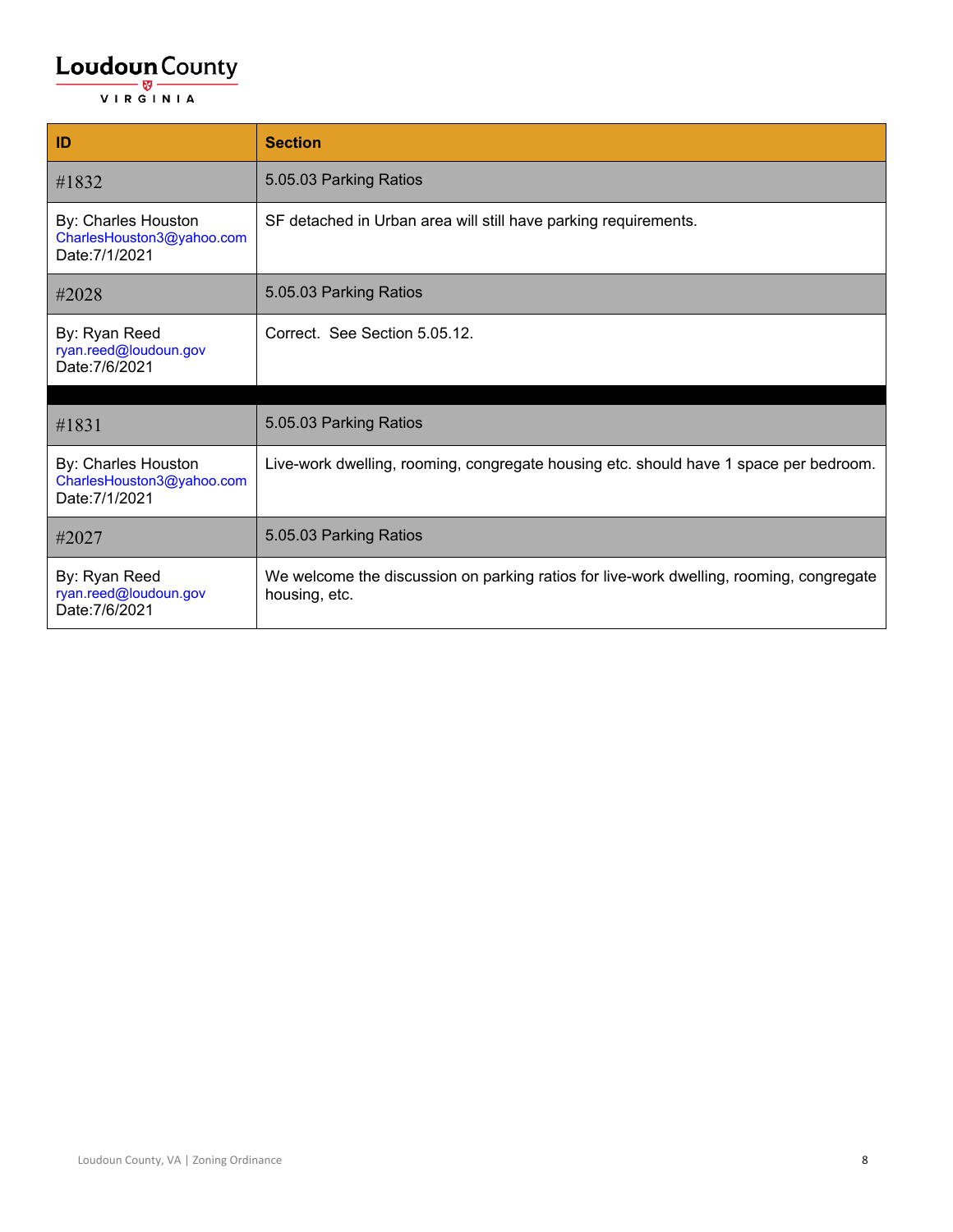| ID | Section |
| --- | --- |
| #1832 | 5.05.03 Parking Ratios |
| By: Charles Houston CharlesHouston3@yahoo.com Date:7/1/2021 | SF detached in Urban area will still have parking requirements. |
| #2028 | 5.05.03 Parking Ratios |
| By: Ryan Reed ryan.reed@loudoun.gov Date:7/6/2021 | Correct. See Section 5.05.12. |
| | |
| #1831 | 5.05.03 Parking Ratios |
| By: Charles Houston CharlesHouston3@yahoo.com Date:7/1/2021 | Live-work dwelling, rooming, congregate housing etc. should have 1 space per bedroom. |
| #2027 | 5.05.03 Parking Ratios |
| By: Ryan Reed ryan.reed@loudoun.gov Date:7/6/2021 | We welcome the discussion on parking ratios for live-work dwelling, rooming, congregate housing, etc. |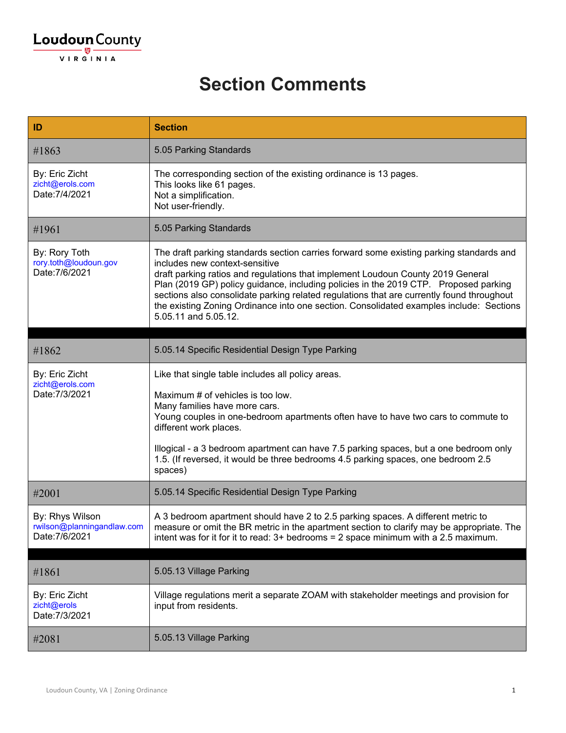Loudoun County

VIRGINIA

# Section Comments

| ID | Section |
|---|---|
| #1863 | 5.05 Parking Standards |
| By: Eric Zicht<br>zicht@erols.com<br>Date:7/4/2021 | The corresponding section of the existing ordinance is 13 pages.<br>This looks like 61 pages.<br>Not a simplification.<br>Not user-friendly. |
| #1961 | 5.05 Parking Standards |
| By: Rory Toth<br>rory.toth@loudoun.gov<br>Date:7/6/2021 | The draft parking standards section carries forward some existing parking standards and includes new context-sensitive draft parking ratios and regulations that implement Loudoun County 2019 General Plan (2019 GP) policy guidance, including policies in the 2019 CTP. Proposed parking sections also consolidate parking related regulations that are currently found throughout the existing Zoning Ordinance into one section. Consolidated examples include: Sections 5.05.11 and 5.05.12. |
| | |
| #1862 | 5.05.14 Specific Residential Design Type Parking |
| By: Eric Zicht<br>zicht@erols.com<br>Date:7/3/2021 | Like that single table includes all policy areas.<br><br>Maximum # of vehicles is too low.<br>Many families have more cars.<br>Young couples in one-bedroom apartments often have to have two cars to commute to different work places.<br><br>Illogical - a 3 bedroom apartment can have 7.5 parking spaces, but a one bedroom only 1.5. (If reversed, it would be three bedrooms 4.5 parking spaces, one bedroom 2.5 spaces) |
| #2001 | 5.05.14 Specific Residential Design Type Parking |
| By: Rhys Wilson<br>rwilson@planningandlaw.com<br>Date:7/6/2021 | A 3 bedroom apartment should have 2 to 2.5 parking spaces. A different metric to measure or omit the BR metric in the apartment section to clarify may be appropriate. The intent was for it for it to read: 3+ bedrooms = 2 space minimum with a 2.5 maximum. |
| | |
| #1861 | 5.05.13 Village Parking |
| By: Eric Zicht<br>zicht@erols<br>Date:7/3/2021 | Village regulations merit a separate ZOAM with stakeholder meetings and provision for input from residents. |
| #2081 | 5.05.13 Village Parking |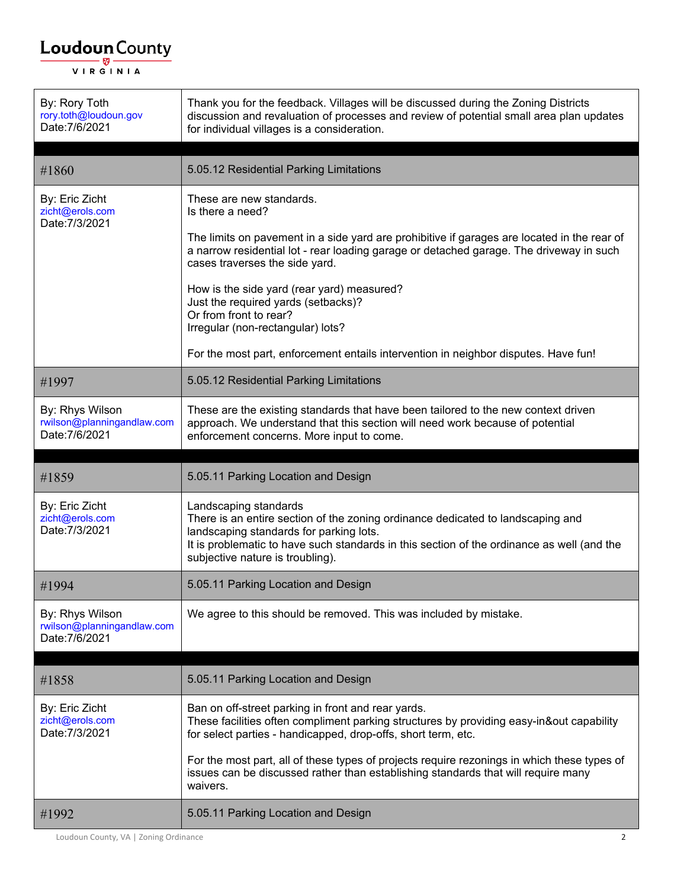| | |
|---|---|
| By: Rory Toth<br>rory.toth@loudoun.gov<br>Date:7/6/2021 | Thank you for the feedback. Villages will be discussed during the Zoning Districts discussion and revaluation of processes and review of potential small area plan updates for individual villages is a consideration. |
| | |
| #1860 | 5.05.12 Residential Parking Limitations |
| By: Eric Zicht<br>zicht@erols.com<br>Date:7/3/2021 | These are new standards.<br>Is there a need?<br><br>The limits on pavement in a side yard are prohibitive if garages are located in the rear of a narrow residential lot - rear loading garage or detached garage. The driveway in such cases traverses the side yard.<br><br>How is the side yard (rear yard) measured?<br>Just the required yards (setbacks)?<br>Or from front to rear?<br>Irregular (non-rectangular) lots?<br><br>For the most part, enforcement entails intervention in neighbor disputes. Have fun! |
| #1997 | 5.05.12 Residential Parking Limitations |
| By: Rhys Wilson<br>rwilson@planningandlaw.com<br>Date:7/6/2021 | These are the existing standards that have been tailored to the new context driven approach. We understand that this section will need work because of potential enforcement concerns. More input to come. |
| | |
| #1859 | 5.05.11 Parking Location and Design |
| By: Eric Zicht<br>zicht@erols.com<br>Date:7/3/2021 | Landscaping standards<br>There is an entire section of the zoning ordinance dedicated to landscaping and landscaping standards for parking lots.<br>It is problematic to have such standards in this section of the ordinance as well (and the subjective nature is troubling). |
| #1994 | 5.05.11 Parking Location and Design |
| By: Rhys Wilson<br>rwilson@planningandlaw.com<br>Date:7/6/2021 | We agree to this should be removed. This was included by mistake. |
| | |
| #1858 | 5.05.11 Parking Location and Design |
| By: Eric Zicht<br>zicht@erols.com<br>Date:7/3/2021 | Ban on off-street parking in front and rear yards.<br>These facilities often compliment parking structures by providing easy-in&out capability for select parties - handicapped, drop-offs, short term, etc.<br><br>For the most part, all of these types of projects require rezonings in which these types of issues can be discussed rather than establishing standards that will require many waivers. |
| #1992 | 5.05.11 Parking Location and Design |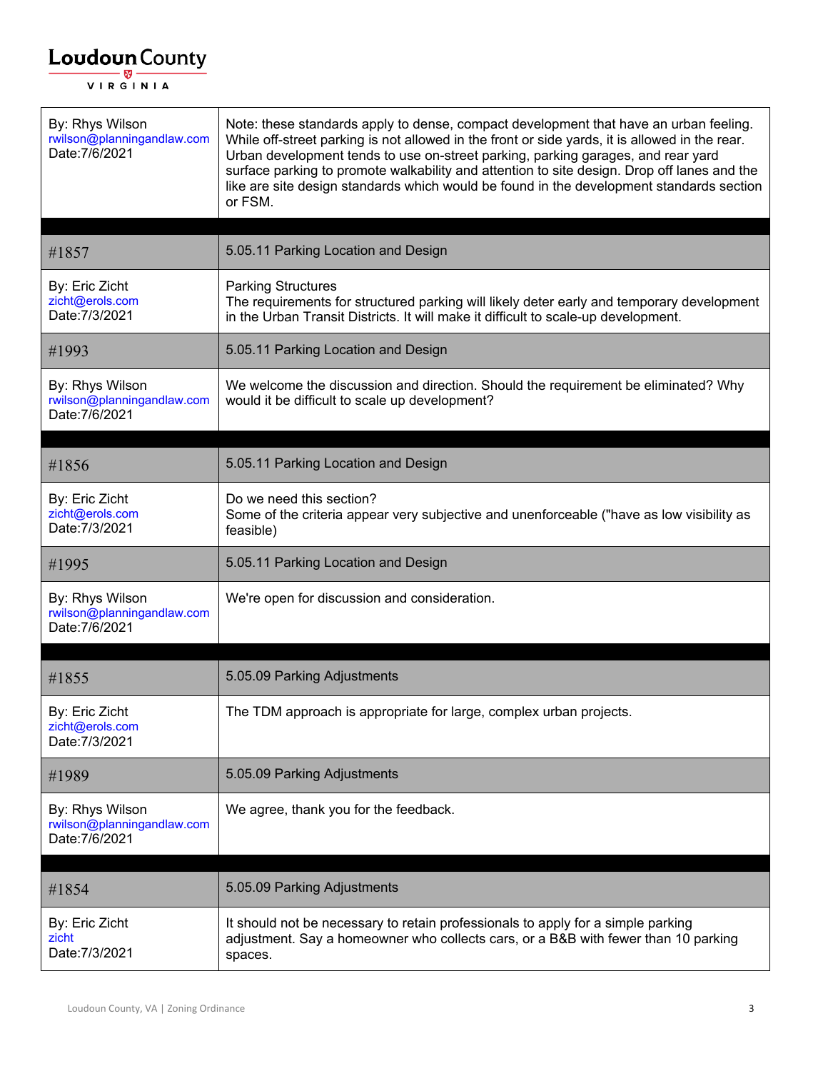| | |
|---|---|
| By: Rhys Wilson<br>rwilson@planningandlaw.com<br>Date:7/6/2021 | Note: these standards apply to dense, compact development that have an urban feeling. While off-street parking is not allowed in the front or side yards, it is allowed in the rear. Urban development tends to use on-street parking, parking garages, and rear yard surface parking to promote walkability and attention to site design. Drop off lanes and the like are site design standards which would be found in the development standards section or FSM. |

| | |
|---|---|
| #1857 | 5.05.11 Parking Location and Design |
| By: Eric Zicht<br>zicht@erols.com<br>Date:7/3/2021 | Parking Structures<br>The requirements for structured parking will likely deter early and temporary development in the Urban Transit Districts. It will make it difficult to scale-up development. |
| #1993 | 5.05.11 Parking Location and Design |
| By: Rhys Wilson<br>rwilson@planningandlaw.com<br>Date:7/6/2021 | We welcome the discussion and direction. Should the requirement be eliminated? Why would it be difficult to scale up development? |

| | |
|---|---|
| #1856 | 5.05.11 Parking Location and Design |
| By: Eric Zicht<br>zicht@erols.com<br>Date:7/3/2021 | Do we need this section?<br>Some of the criteria appear very subjective and unenforceable ("have as low visibility as feasible) |
| #1995 | 5.05.11 Parking Location and Design |
| By: Rhys Wilson<br>rwilson@planningandlaw.com<br>Date:7/6/2021 | We're open for discussion and consideration. |

| | |
|---|---|
| #1855 | 5.05.09 Parking Adjustments |
| By: Eric Zicht<br>zicht@erols.com<br>Date:7/3/2021 | The TDM approach is appropriate for large, complex urban projects. |
| #1989 | 5.05.09 Parking Adjustments |
| By: Rhys Wilson<br>rwilson@planningandlaw.com<br>Date:7/6/2021 | We agree, thank you for the feedback. |

| | |
|---|---|
| #1854 | 5.05.09 Parking Adjustments |
| By: Eric Zicht<br>zicht<br>Date:7/3/2021 | It should not be necessary to retain professionals to apply for a simple parking adjustment. Say a homeowner who collects cars, or a B&B with fewer than 10 parking spaces. |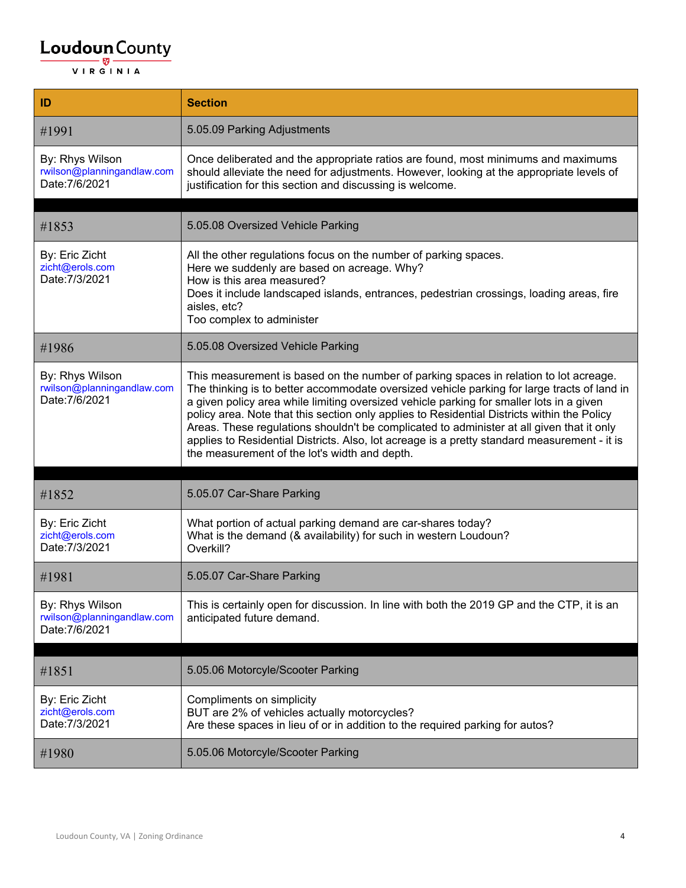| ID | Section |
|---|---|
| #1991 | 5.05.09 Parking Adjustments |
| By: Rhys Wilson<br>rwilson@planningandlaw.com<br>Date:7/6/2021 | Once deliberated and the appropriate ratios are found, most minimums and maximums should alleviate the need for adjustments. However, looking at the appropriate levels of justification for this section and discussing is welcome. |
| | |
| #1853 | 5.05.08 Oversized Vehicle Parking |
| By: Eric Zicht<br>zicht@erols.com<br>Date:7/3/2021 | All the other regulations focus on the number of parking spaces.<br>Here we suddenly are based on acreage. Why?<br>How is this area measured?<br>Does it include landscaped islands, entrances, pedestrian crossings, loading areas, fire aisles, etc?<br>Too complex to administer |
| #1986 | 5.05.08 Oversized Vehicle Parking |
| By: Rhys Wilson<br>rwilson@planningandlaw.com<br>Date:7/6/2021 | This measurement is based on the number of parking spaces in relation to lot acreage. The thinking is to better accommodate oversized vehicle parking for large tracts of land in a given policy area while limiting oversized vehicle parking for smaller lots in a given policy area. Note that this section only applies to Residential Districts within the Policy Areas. These regulations shouldn't be complicated to administer at all given that it only applies to Residential Districts. Also, lot acreage is a pretty standard measurement - it is the measurement of the lot's width and depth. |
| | |
| #1852 | 5.05.07 Car-Share Parking |
| By: Eric Zicht<br>zicht@erols.com<br>Date:7/3/2021 | What portion of actual parking demand are car-shares today?<br>What is the demand (& availability) for such in western Loudoun?<br>Overkill? |
| #1981 | 5.05.07 Car-Share Parking |
| By: Rhys Wilson<br>rwilson@planningandlaw.com<br>Date:7/6/2021 | This is certainly open for discussion. In line with both the 2019 GP and the CTP, it is an anticipated future demand. |
| | |
| #1851 | 5.05.06 Motorcyle/Scooter Parking |
| By: Eric Zicht<br>zicht@erols.com<br>Date:7/3/2021 | Compliments on simplicity<br>BUT are 2% of vehicles actually motorcycles?<br>Are these spaces in lieu of or in addition to the required parking for autos? |
| #1980 | 5.05.06 Motorcyle/Scooter Parking |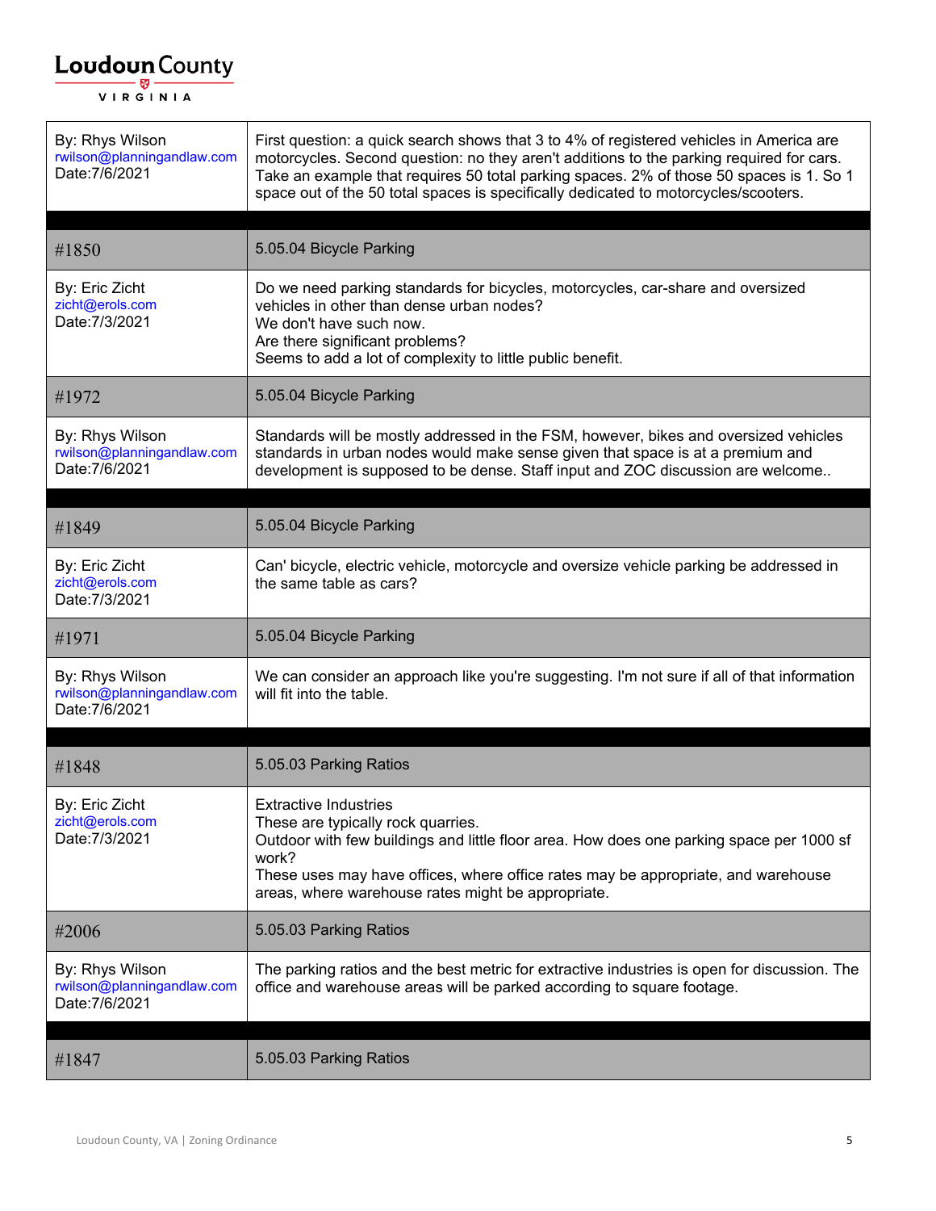| | |
|---|---|
| By: Rhys Wilson<br>rwilson@planningandlaw.com<br>Date:7/6/2021 | First question: a quick search shows that 3 to 4% of registered vehicles in America are motorcycles. Second question: no they aren't additions to the parking required for cars. Take an example that requires 50 total parking spaces. 2% of those 50 spaces is 1. So 1 space out of the 50 total spaces is specifically dedicated to motorcycles/scooters. |

| | |
|---|---|
| #1850 | 5.05.04 Bicycle Parking |
| By: Eric Zicht<br>zicht@erols.com<br>Date:7/3/2021 | Do we need parking standards for bicycles, motorcycles, car-share and oversized vehicles in other than dense urban nodes?<br>We don't have such now.<br>Are there significant problems?<br>Seems to add a lot of complexity to little public benefit. |
| #1972 | 5.05.04 Bicycle Parking |
| By: Rhys Wilson<br>rwilson@planningandlaw.com<br>Date:7/6/2021 | Standards will be mostly addressed in the FSM, however, bikes and oversized vehicles standards in urban nodes would make sense given that space is at a premium and development is supposed to be dense. Staff input and ZOC discussion are welcome.. |

| | |
|---|---|
| #1849 | 5.05.04 Bicycle Parking |
| By: Eric Zicht<br>zicht@erols.com<br>Date:7/3/2021 | Can' bicycle, electric vehicle, motorcycle and oversize vehicle parking be addressed in the same table as cars? |
| #1971 | 5.05.04 Bicycle Parking |
| By: Rhys Wilson<br>rwilson@planningandlaw.com<br>Date:7/6/2021 | We can consider an approach like you're suggesting. I'm not sure if all of that information will fit into the table. |

| | |
|---|---|
| #1848 | 5.05.03 Parking Ratios |
| By: Eric Zicht<br>zicht@erols.com<br>Date:7/3/2021 | Extractive Industries<br>These are typically rock quarries.<br>Outdoor with few buildings and little floor area. How does one parking space per 1000 sf work?<br>These uses may have offices, where office rates may be appropriate, and warehouse areas, where warehouse rates might be appropriate. |
| #2006 | 5.05.03 Parking Ratios |
| By: Rhys Wilson<br>rwilson@planningandlaw.com<br>Date:7/6/2021 | The parking ratios and the best metric for extractive industries is open for discussion. The office and warehouse areas will be parked according to square footage. |

| | |
|---|---|
| #1847 | 5.05.03 Parking Ratios |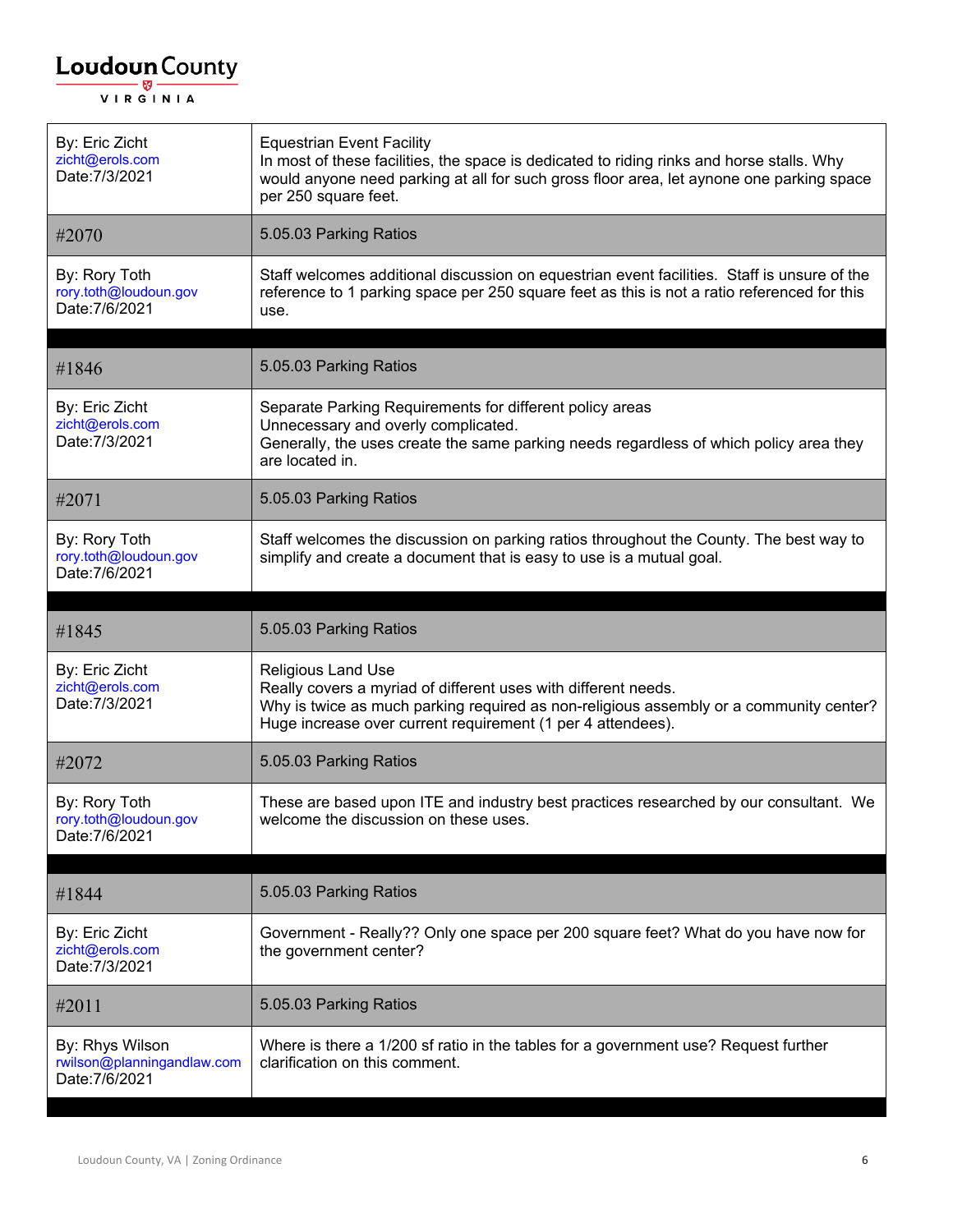| | |
|---|---|
| By: Eric Zicht<br>zicht@erols.com<br>Date:7/3/2021 | Equestrian Event Facility<br>In most of these facilities, the space is dedicated to riding rinks and horse stalls. Why would anyone need parking at all for such gross floor area, let aynone one parking space per 250 square feet. |
| #2070 | 5.05.03 Parking Ratios |
| By: Rory Toth<br>rory.toth@loudoun.gov<br>Date:7/6/2021 | Staff welcomes additional discussion on equestrian event facilities. Staff is unsure of the reference to 1 parking space per 250 square feet as this is not a ratio referenced for this use. |

| | |
|---|---|
| #1846 | 5.05.03 Parking Ratios |
| By: Eric Zicht<br>zicht@erols.com<br>Date:7/3/2021 | Separate Parking Requirements for different policy areas<br>Unnecessary and overly complicated.<br>Generally, the uses create the same parking needs regardless of which policy area they are located in. |
| #2071 | 5.05.03 Parking Ratios |
| By: Rory Toth<br>rory.toth@loudoun.gov<br>Date:7/6/2021 | Staff welcomes the discussion on parking ratios throughout the County. The best way to simplify and create a document that is easy to use is a mutual goal. |

| | |
|---|---|
| #1845 | 5.05.03 Parking Ratios |
| By: Eric Zicht<br>zicht@erols.com<br>Date:7/3/2021 | Religious Land Use<br>Really covers a myriad of different uses with different needs.<br>Why is twice as much parking required as non-religious assembly or a community center?<br>Huge increase over current requirement (1 per 4 attendees). |
| #2072 | 5.05.03 Parking Ratios |
| By: Rory Toth<br>rory.toth@loudoun.gov<br>Date:7/6/2021 | These are based upon ITE and industry best practices researched by our consultant. We welcome the discussion on these uses. |

| | |
|---|---|
| #1844 | 5.05.03 Parking Ratios |
| By: Eric Zicht<br>zicht@erols.com<br>Date:7/3/2021 | Government - Really?? Only one space per 200 square feet? What do you have now for the government center? |
| #2011 | 5.05.03 Parking Ratios |
| By: Rhys Wilson<br>rwilson@planningandlaw.com<br>Date:7/6/2021 | Where is there a 1/200 sf ratio in the tables for a government use? Request further clarification on this comment. |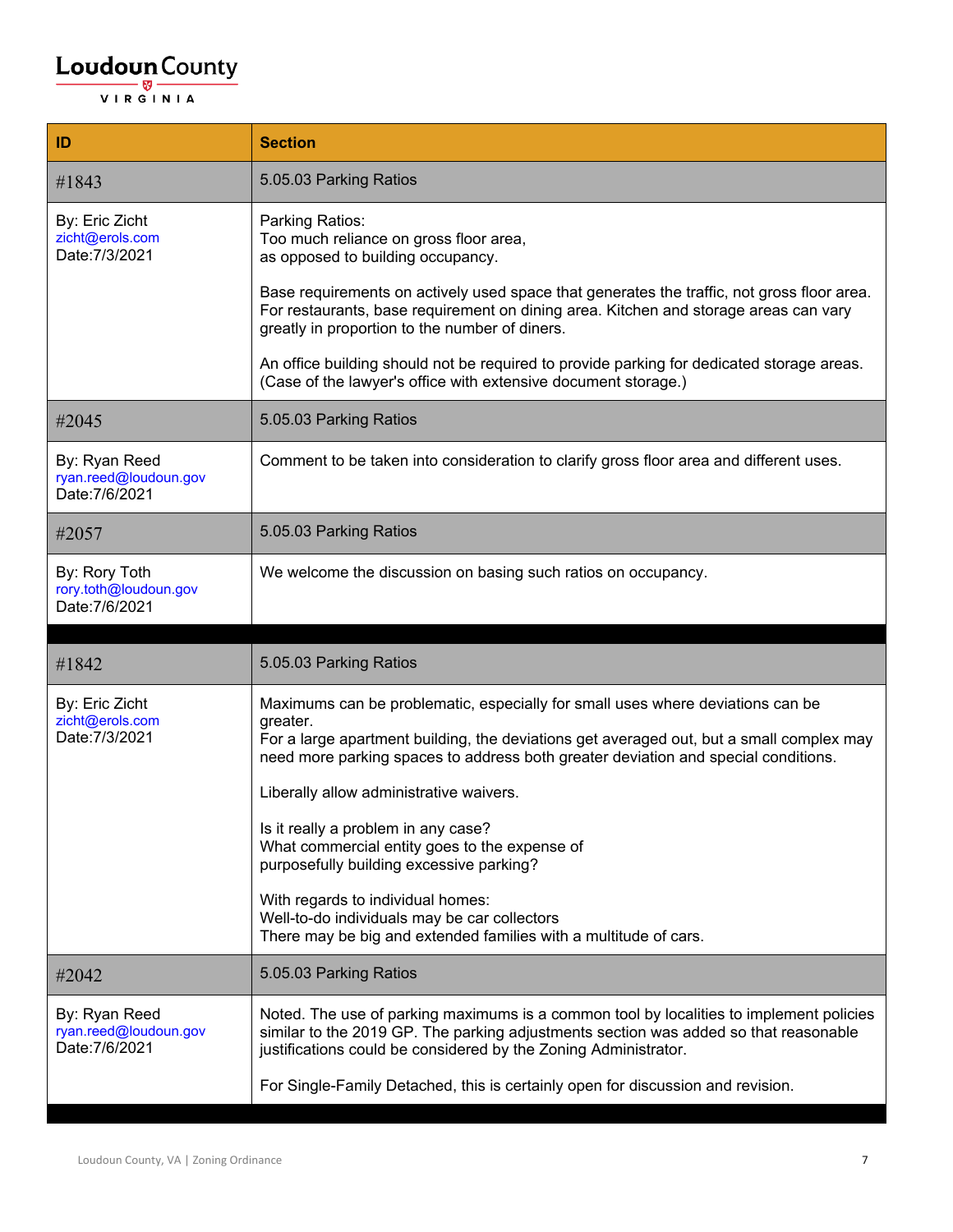| ID | Section |
| --- | --- |
| #1843 | 5.05.03 Parking Ratios |
| By: Eric Zicht<br>zicht@erols.com<br>Date:7/3/2021 | Parking Ratios:<br>Too much reliance on gross floor area,<br>as opposed to building occupancy.<br><br>Base requirements on actively used space that generates the traffic, not gross floor area. For restaurants, base requirement on dining area. Kitchen and storage areas can vary greatly in proportion to the number of diners.<br><br>An office building should not be required to provide parking for dedicated storage areas. (Case of the lawyer's office with extensive document storage.) |
| #2045 | 5.05.03 Parking Ratios |
| By: Ryan Reed<br>ryan.reed@loudoun.gov<br>Date:7/6/2021 | Comment to be taken into consideration to clarify gross floor area and different uses. |
| #2057 | 5.05.03 Parking Ratios |
| By: Rory Toth<br>rory.toth@loudoun.gov<br>Date:7/6/2021 | We welcome the discussion on basing such ratios on occupancy. |

| ID | Section |
| --- | --- |
| #1842 | 5.05.03 Parking Ratios |
| By: Eric Zicht<br>zicht@erols.com<br>Date:7/3/2021 | Maximums can be problematic, especially for small uses where deviations can be greater.<br>For a large apartment building, the deviations get averaged out, but a small complex may need more parking spaces to address both greater deviation and special conditions.<br><br>Liberally allow administrative waivers.<br><br>Is it really a problem in any case?<br>What commercial entity goes to the expense of<br>purposefully building excessive parking?<br><br>With regards to individual homes:<br>Well-to-do individuals may be car collectors<br>There may be big and extended families with a multitude of cars. |
| #2042 | 5.05.03 Parking Ratios |
| By: Ryan Reed<br>ryan.reed@loudoun.gov<br>Date:7/6/2021 | Noted. The use of parking maximums is a common tool by localities to implement policies similar to the 2019 GP. The parking adjustments section was added so that reasonable justifications could be considered by the Zoning Administrator.<br><br>For Single-Family Detached, this is certainly open for discussion and revision. |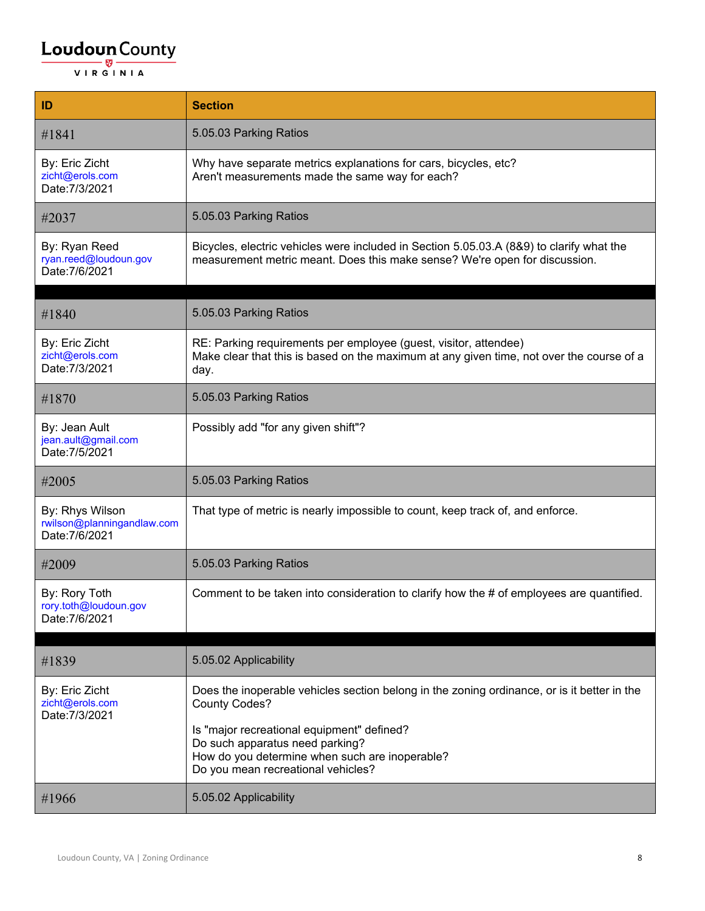| ID | Section |
| --- | --- |
| #1841 | 5.05.03 Parking Ratios |
| By: Eric Zicht<br>zicht@erols.com<br>Date:7/3/2021 | Why have separate metrics explanations for cars, bicycles, etc?<br>Aren't measurements made the same way for each? |
| #2037 | 5.05.03 Parking Ratios |
| By: Ryan Reed<br>ryan.reed@loudoun.gov<br>Date:7/6/2021 | Bicycles, electric vehicles were included in Section 5.05.03.A (8&9) to clarify what the measurement metric meant. Does this make sense? We're open for discussion. |
| | |
| #1840 | 5.05.03 Parking Ratios |
| By: Eric Zicht<br>zicht@erols.com<br>Date:7/3/2021 | RE: Parking requirements per employee (guest, visitor, attendee)<br>Make clear that this is based on the maximum at any given time, not over the course of a day. |
| #1870 | 5.05.03 Parking Ratios |
| By: Jean Ault<br>jean.ault@gmail.com<br>Date:7/5/2021 | Possibly add "for any given shift"? |
| #2005 | 5.05.03 Parking Ratios |
| By: Rhys Wilson<br>rwilson@planningandlaw.com<br>Date:7/6/2021 | That type of metric is nearly impossible to count, keep track of, and enforce. |
| #2009 | 5.05.03 Parking Ratios |
| By: Rory Toth<br>rory.toth@loudoun.gov<br>Date:7/6/2021 | Comment to be taken into consideration to clarify how the # of employees are quantified. |
| | |
| #1839 | 5.05.02 Applicability |
| By: Eric Zicht<br>zicht@erols.com<br>Date:7/3/2021 | Does the inoperable vehicles section belong in the zoning ordinance, or is it better in the County Codes?<br><br>Is "major recreational equipment" defined?<br>Do such apparatus need parking?<br>How do you determine when such are inoperable?<br>Do you mean recreational vehicles? |
| #1966 | 5.05.02 Applicability |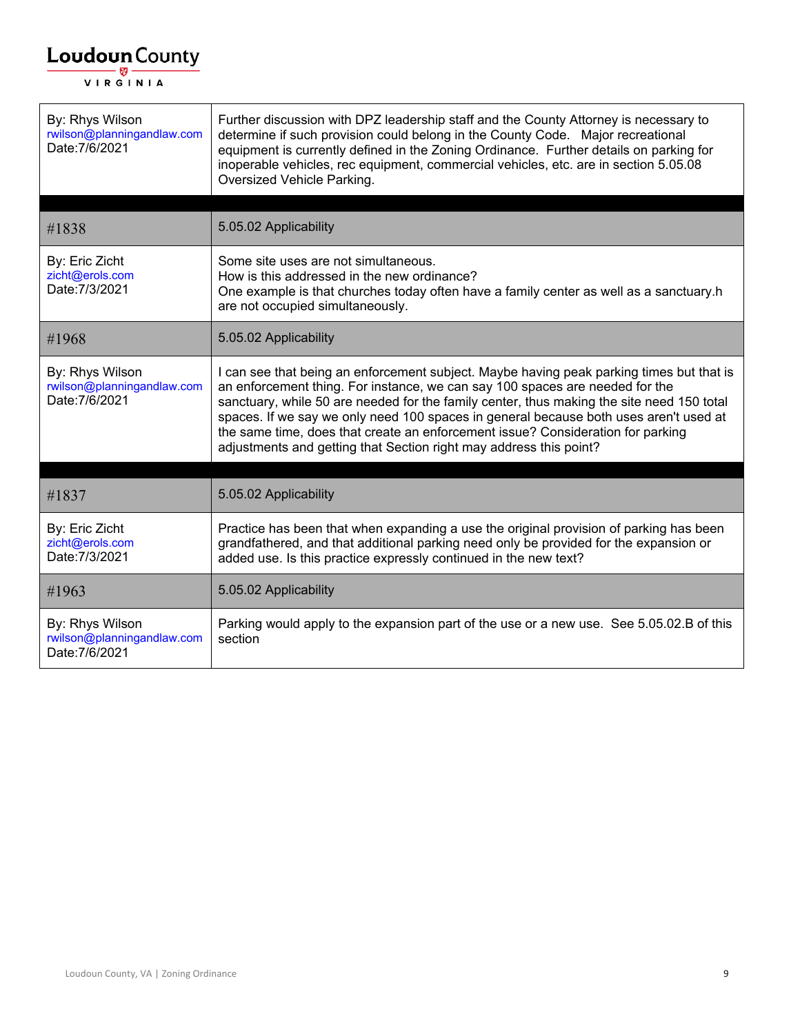| | |
|---|---|
| By: Rhys Wilson<br>rwilson@planningandlaw.com<br>Date:7/6/2021 | Further discussion with DPZ leadership staff and the County Attorney is necessary to determine if such provision could belong in the County Code. Major recreational equipment is currently defined in the Zoning Ordinance. Further details on parking for inoperable vehicles, rec equipment, commercial vehicles, etc. are in section 5.05.08 Oversized Vehicle Parking. |

| | |
|---|---|
| #1838 | 5.05.02 Applicability |
| By: Eric Zicht<br>zicht@erols.com<br>Date:7/3/2021 | Some site uses are not simultaneous.<br>How is this addressed in the new ordinance?<br>One example is that churches today often have a family center as well as a sanctuary.h are not occupied simultaneously. |
| #1968 | 5.05.02 Applicability |
| By: Rhys Wilson<br>rwilson@planningandlaw.com<br>Date:7/6/2021 | I can see that being an enforcement subject. Maybe having peak parking times but that is an enforcement thing. For instance, we can say 100 spaces are needed for the sanctuary, while 50 are needed for the family center, thus making the site need 150 total spaces. If we say we only need 100 spaces in general because both uses aren't used at the same time, does that create an enforcement issue? Consideration for parking adjustments and getting that Section right may address this point? |

| | |
|---|---|
| #1837 | 5.05.02 Applicability |
| By: Eric Zicht<br>zicht@erols.com<br>Date:7/3/2021 | Practice has been that when expanding a use the original provision of parking has been grandfathered, and that additional parking need only be provided for the expansion or added use. Is this practice expressly continued in the new text? |
| #1963 | 5.05.02 Applicability |
| By: Rhys Wilson<br>rwilson@planningandlaw.com<br>Date:7/6/2021 | Parking would apply to the expansion part of the use or a new use. See 5.05.02.B of this section |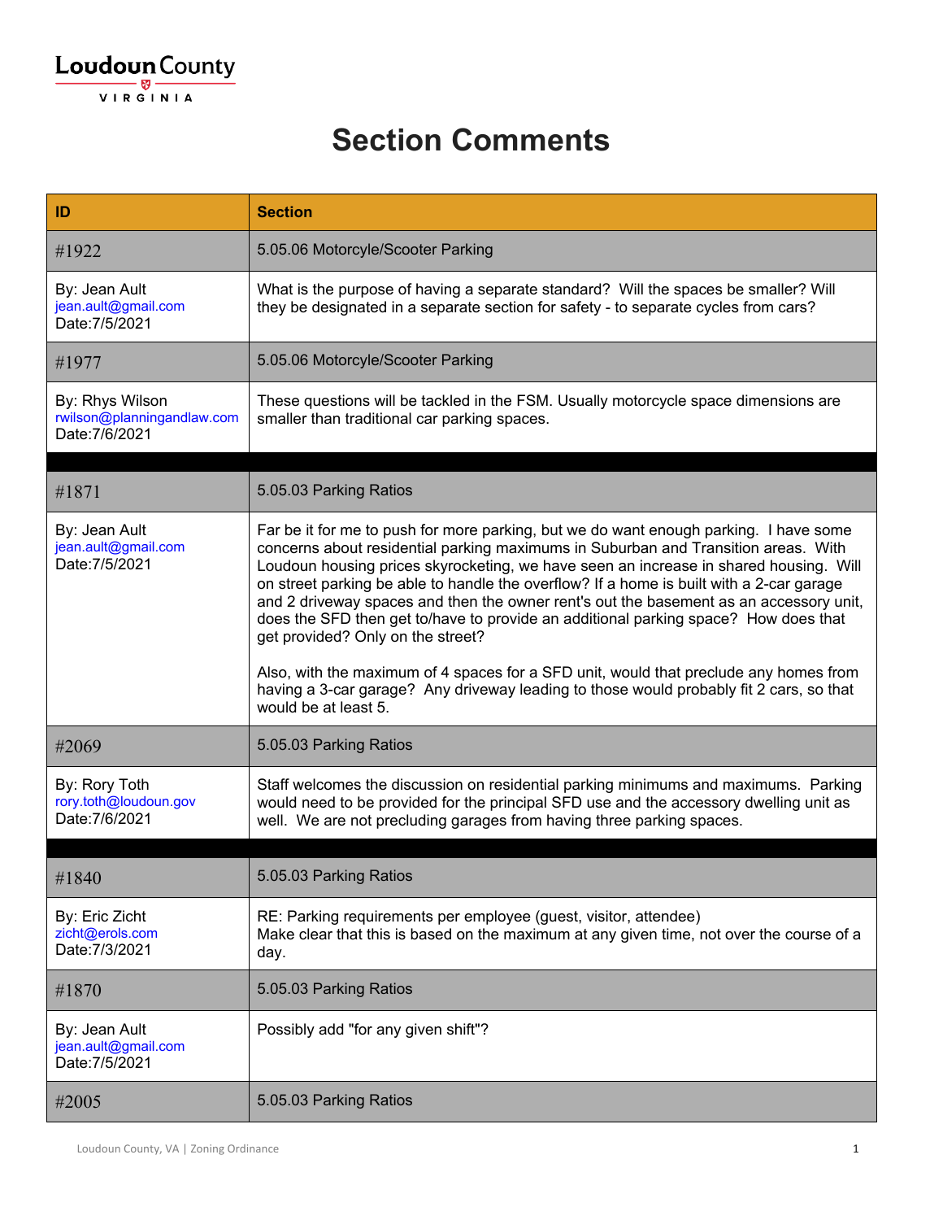Loudoun County
VIRGINIA

# Section Comments

| ID | Section |
| --- | --- |
| #1922 | 5.05.06 Motorcyle/Scooter Parking |
| By: Jean Ault<br>jean.ault@gmail.com<br>Date:7/5/2021 | What is the purpose of having a separate standard? Will the spaces be smaller? Will they be designated in a separate section for safety - to separate cycles from cars? |
| #1977 | 5.05.06 Motorcyle/Scooter Parking |
| By: Rhys Wilson<br>rwilson@planningandlaw.com<br>Date:7/6/2021 | These questions will be tackled in the FSM. Usually motorcycle space dimensions are smaller than traditional car parking spaces. |
| | |
| #1871 | 5.05.03 Parking Ratios |
| By: Jean Ault<br>jean.ault@gmail.com<br>Date:7/5/2021 | Far be it for me to push for more parking, but we do want enough parking. I have some concerns about residential parking maximums in Suburban and Transition areas. With Loudoun housing prices skyrocketing, we have seen an increase in shared housing. Will on street parking be able to handle the overflow? If a home is built with a 2-car garage and 2 driveway spaces and then the owner rent's out the basement as an accessory unit, does the SFD then get to/have to provide an additional parking space? How does that get provided? Only on the street?<br><br>Also, with the maximum of 4 spaces for a SFD unit, would that preclude any homes from having a 3-car garage? Any driveway leading to those would probably fit 2 cars, so that would be at least 5. |
| #2069 | 5.05.03 Parking Ratios |
| By: Rory Toth<br>rory.toth@loudoun.gov<br>Date:7/6/2021 | Staff welcomes the discussion on residential parking minimums and maximums. Parking would need to be provided for the principal SFD use and the accessory dwelling unit as well. We are not precluding garages from having three parking spaces. |
| | |
| #1840 | 5.05.03 Parking Ratios |
| By: Eric Zicht<br>zicht@erols.com<br>Date:7/3/2021 | RE: Parking requirements per employee (guest, visitor, attendee)<br>Make clear that this is based on the maximum at any given time, not over the course of a day. |
| #1870 | 5.05.03 Parking Ratios |
| By: Jean Ault<br>jean.ault@gmail.com<br>Date:7/5/2021 | Possibly add "for any given shift"? |
| #2005 | 5.05.03 Parking Ratios |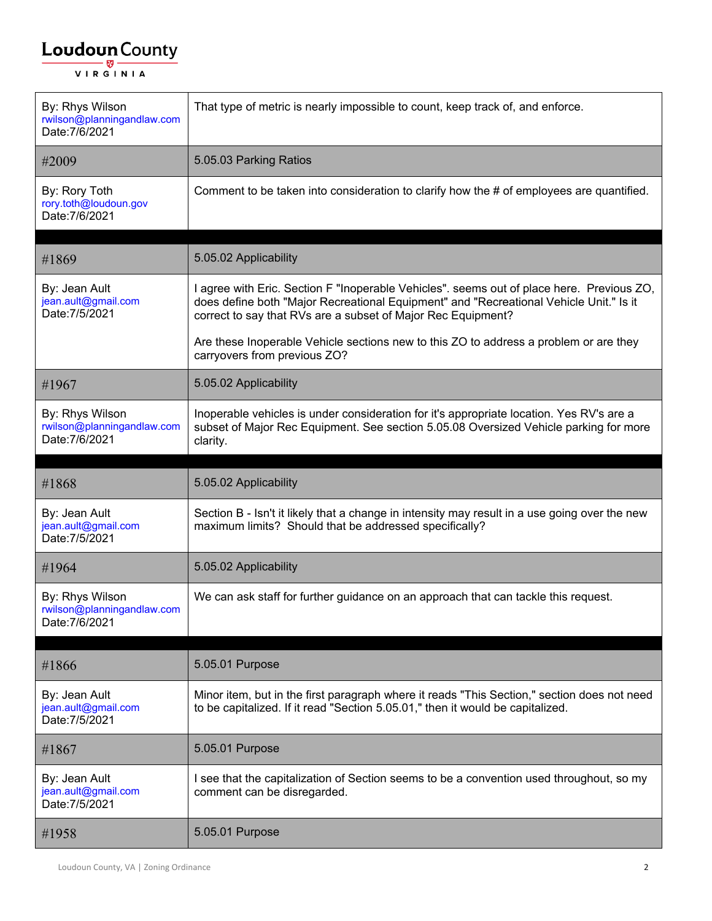| | |
|---|---|
| By: Rhys Wilson<br>rwilson@planningandlaw.com<br>Date:7/6/2021 | That type of metric is nearly impossible to count, keep track of, and enforce. |
| #2009 | 5.05.03 Parking Ratios |
| By: Rory Toth<br>rory.toth@loudoun.gov<br>Date:7/6/2021 | Comment to be taken into consideration to clarify how the # of employees are quantified. |

| | |
|---|---|
| #1869 | 5.05.02 Applicability |
| By: Jean Ault<br>jean.ault@gmail.com<br>Date:7/5/2021 | I agree with Eric. Section F "Inoperable Vehicles". seems out of place here. Previous ZO, does define both "Major Recreational Equipment" and "Recreational Vehicle Unit." Is it correct to say that RVs are a subset of Major Rec Equipment?<br><br>Are these Inoperable Vehicle sections new to this ZO to address a problem or are they carryovers from previous ZO? |
| #1967 | 5.05.02 Applicability |
| By: Rhys Wilson<br>rwilson@planningandlaw.com<br>Date:7/6/2021 | Inoperable vehicles is under consideration for it's appropriate location. Yes RV's are a subset of Major Rec Equipment. See section 5.05.08 Oversized Vehicle parking for more clarity. |

| | |
|---|---|
| #1868 | 5.05.02 Applicability |
| By: Jean Ault<br>jean.ault@gmail.com<br>Date:7/5/2021 | Section B - Isn't it likely that a change in intensity may result in a use going over the new maximum limits? Should that be addressed specifically? |
| #1964 | 5.05.02 Applicability |
| By: Rhys Wilson<br>rwilson@planningandlaw.com<br>Date:7/6/2021 | We can ask staff for further guidance on an approach that can tackle this request. |

| | |
|---|---|
| #1866 | 5.05.01 Purpose |
| By: Jean Ault<br>jean.ault@gmail.com<br>Date:7/5/2021 | Minor item, but in the first paragraph where it reads "This Section," section does not need to be capitalized. If it read "Section 5.05.01," then it would be capitalized. |
| #1867 | 5.05.01 Purpose |
| By: Jean Ault<br>jean.ault@gmail.com<br>Date:7/5/2021 | I see that the capitalization of Section seems to be a convention used throughout, so my comment can be disregarded. |
| #1958 | 5.05.01 Purpose |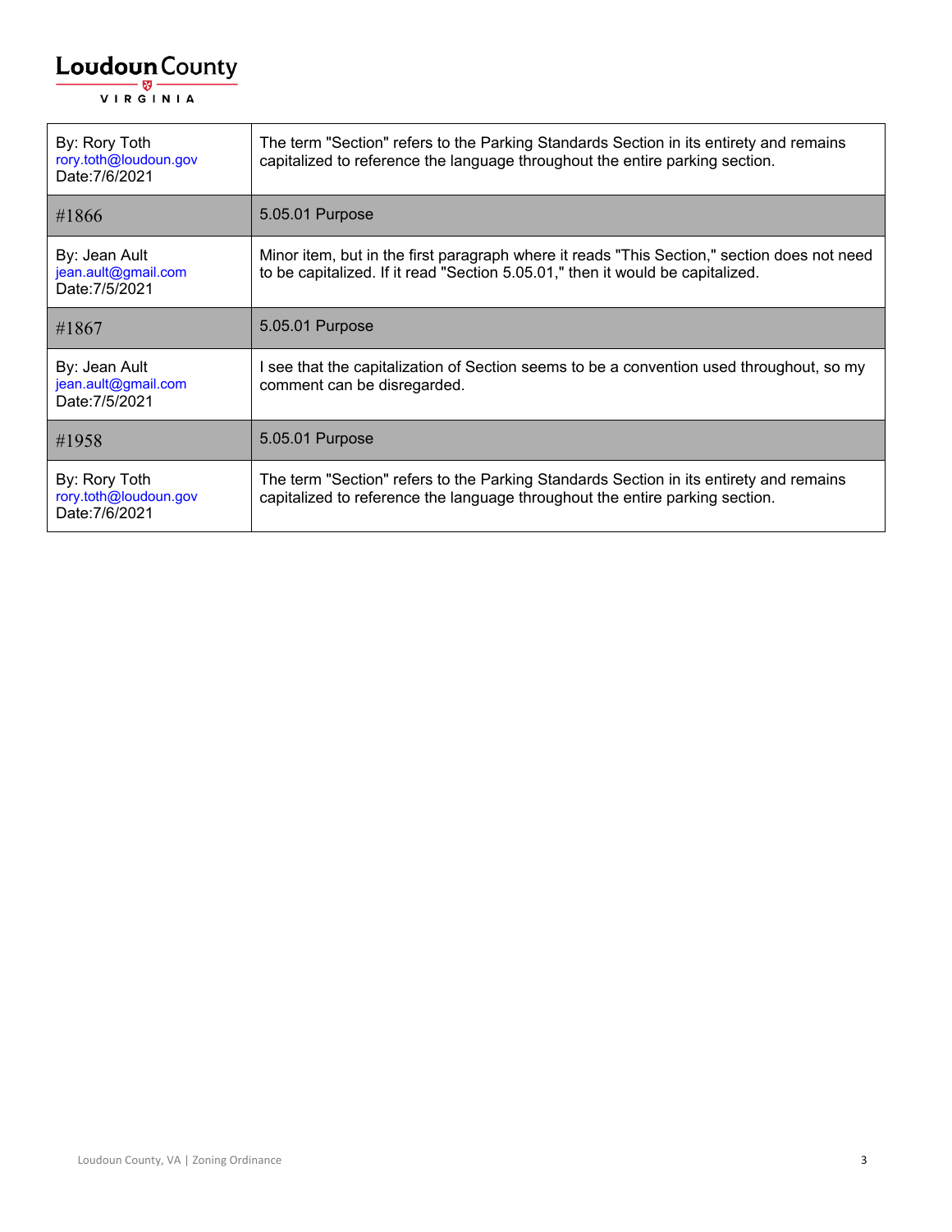| By: Rory Toth<br>rory.toth@loudoun.gov<br>Date:7/6/2021 | The term "Section" refers to the Parking Standards Section in its entirety and remains capitalized to reference the language throughout the entire parking section. |
|---|---|
| #1866 | 5.05.01 Purpose |
| By: Jean Ault<br>jean.ault@gmail.com<br>Date:7/5/2021 | Minor item, but in the first paragraph where it reads "This Section," section does not need to be capitalized. If it read "Section 5.05.01," then it would be capitalized. |
| #1867 | 5.05.01 Purpose |
| By: Jean Ault<br>jean.ault@gmail.com<br>Date:7/5/2021 | I see that the capitalization of Section seems to be a convention used throughout, so my comment can be disregarded. |
| #1958 | 5.05.01 Purpose |
| By: Rory Toth<br>rory.toth@loudoun.gov<br>Date:7/6/2021 | The term "Section" refers to the Parking Standards Section in its entirety and remains capitalized to reference the language throughout the entire parking section. |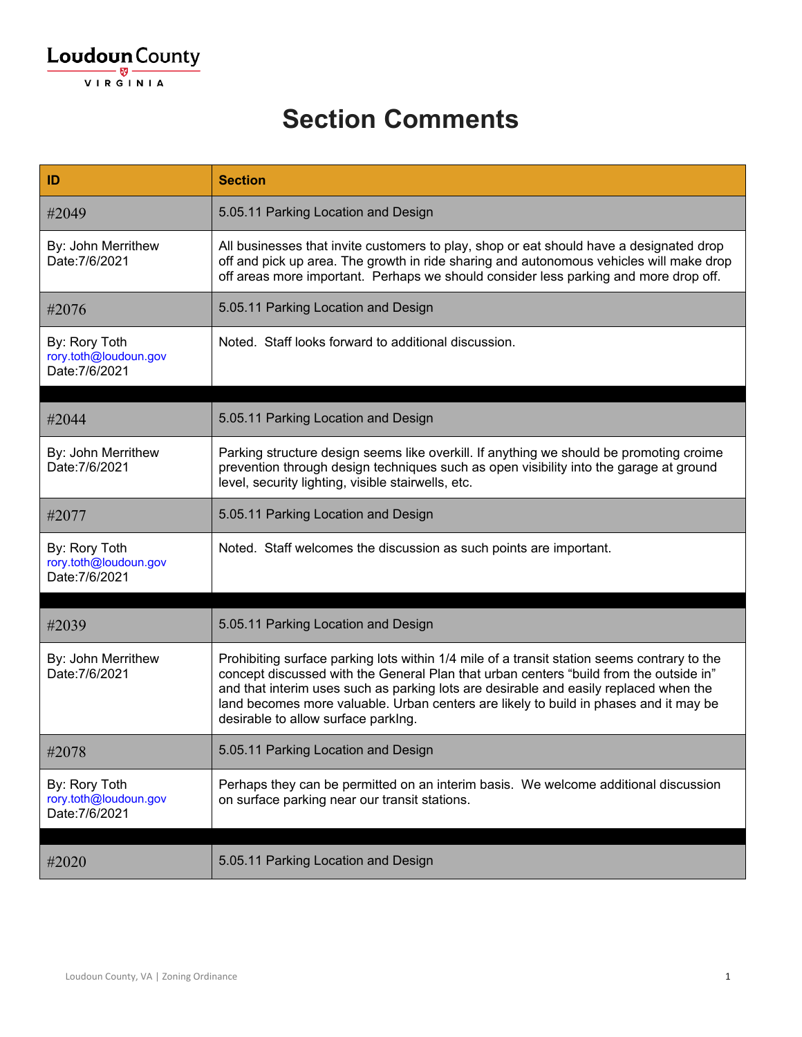# Section Comments

| ID | Section |
|---|---|
| #2049 | 5.05.11 Parking Location and Design |
| By: John Merrithew<br>Date:7/6/2021 | All businesses that invite customers to play, shop or eat should have a designated drop off and pick up area. The growth in ride sharing and autonomous vehicles will make drop off areas more important. Perhaps we should consider less parking and more drop off. |
| #2076 | 5.05.11 Parking Location and Design |
| By: Rory Toth<br>rory.toth@loudoun.gov<br>Date:7/6/2021 | Noted. Staff looks forward to additional discussion. |
| | |
| #2044 | 5.05.11 Parking Location and Design |
| By: John Merrithew<br>Date:7/6/2021 | Parking structure design seems like overkill. If anything we should be promoting croime prevention through design techniques such as open visibility into the garage at ground level, security lighting, visible stairwells, etc. |
| #2077 | 5.05.11 Parking Location and Design |
| By: Rory Toth<br>rory.toth@loudoun.gov<br>Date:7/6/2021 | Noted. Staff welcomes the discussion as such points are important. |
| | |
| #2039 | 5.05.11 Parking Location and Design |
| By: John Merrithew<br>Date:7/6/2021 | Prohibiting surface parking lots within 1/4 mile of a transit station seems contrary to the concept discussed with the General Plan that urban centers "build from the outside in" and that interim uses such as parking lots are desirable and easily replaced when the land becomes more valuable. Urban centers are likely to build in phases and it may be desirable to allow surface parkIng. |
| #2078 | 5.05.11 Parking Location and Design |
| By: Rory Toth<br>rory.toth@loudoun.gov<br>Date:7/6/2021 | Perhaps they can be permitted on an interim basis. We welcome additional discussion on surface parking near our transit stations. |
| | |
| #2020 | 5.05.11 Parking Location and Design |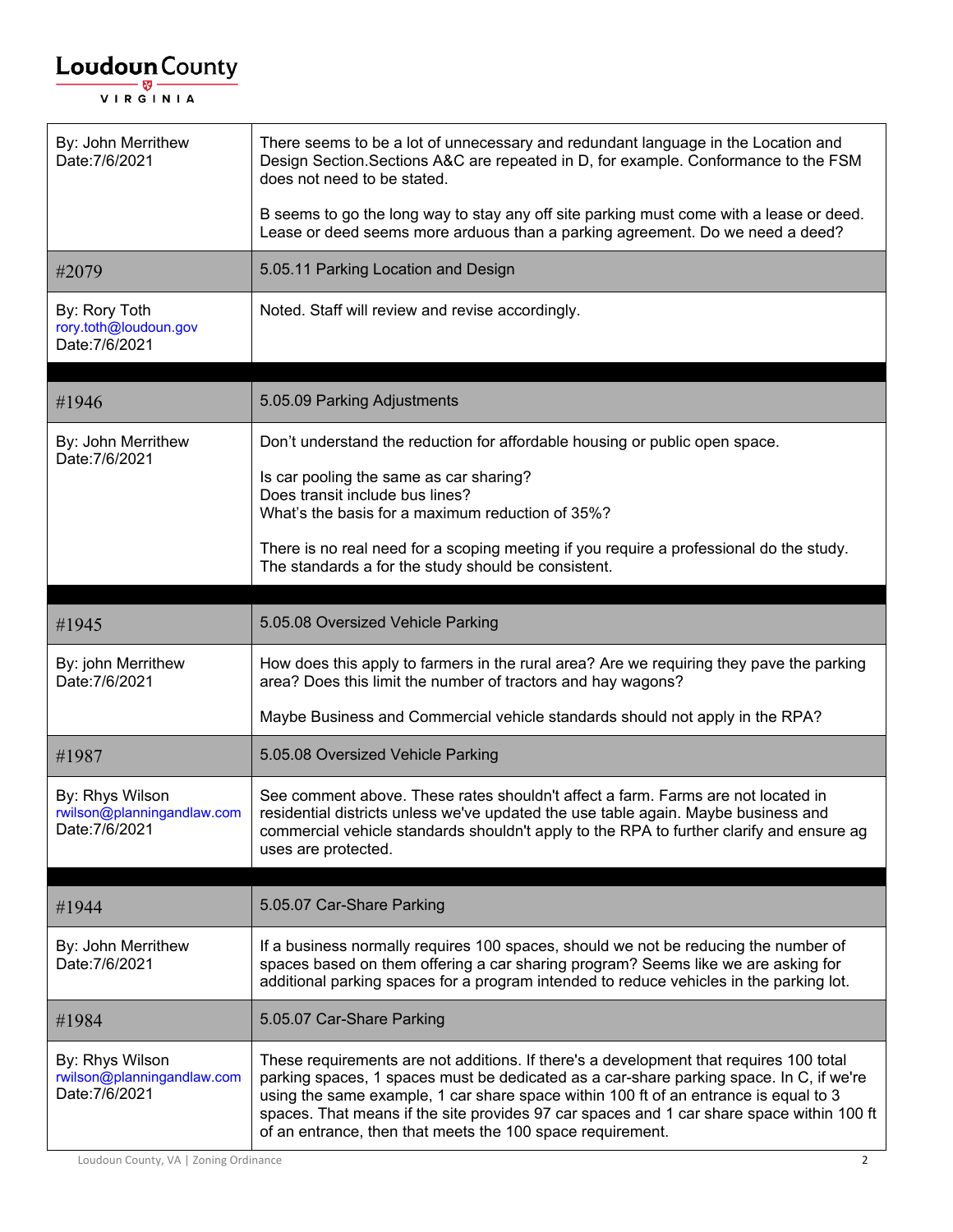| By: John Merrithew<br>Date:7/6/2021 | There seems to be a lot of unnecessary and redundant language in the Location and Design Section.Sections A&C are repeated in D, for example. Conformance to the FSM does not need to be stated.<br><br>B seems to go the long way to stay any off site parking must come with a lease or deed. Lease or deed seems more arduous than a parking agreement. Do we need a deed? |
|---|---|
| #2079 | 5.05.11 Parking Location and Design |
| By: Rory Toth<br>rory.toth@loudoun.gov<br>Date:7/6/2021 | Noted. Staff will review and revise accordingly. |

| #1946 | 5.05.09 Parking Adjustments |
|---|---|
| By: John Merrithew<br>Date:7/6/2021 | Don't understand the reduction for affordable housing or public open space.<br><br>Is car pooling the same as car sharing?<br>Does transit include bus lines?<br>What's the basis for a maximum reduction of 35%?<br><br>There is no real need for a scoping meeting if you require a professional do the study. The standards a for the study should be consistent. |

| #1945 | 5.05.08 Oversized Vehicle Parking |
|---|---|
| By: john Merrithew<br>Date:7/6/2021 | How does this apply to farmers in the rural area? Are we requiring they pave the parking area? Does this limit the number of tractors and hay wagons?<br><br>Maybe Business and Commercial vehicle standards should not apply in the RPA? |
| #1987 | 5.05.08 Oversized Vehicle Parking |
| By: Rhys Wilson<br>rwilson@planningandlaw.com<br>Date:7/6/2021 | See comment above. These rates shouldn't affect a farm. Farms are not located in residential districts unless we've updated the use table again. Maybe business and commercial vehicle standards shouldn't apply to the RPA to further clarify and ensure ag uses are protected. |

| #1944 | 5.05.07 Car-Share Parking |
|---|---|
| By: John Merrithew<br>Date:7/6/2021 | If a business normally requires 100 spaces, should we not be reducing the number of spaces based on them offering a car sharing program? Seems like we are asking for additional parking spaces for a program intended to reduce vehicles in the parking lot. |
| #1984 | 5.05.07 Car-Share Parking |
| By: Rhys Wilson<br>rwilson@planningandlaw.com<br>Date:7/6/2021 | These requirements are not additions. If there's a development that requires 100 total parking spaces, 1 spaces must be dedicated as a car-share parking space. In C, if we're using the same example, 1 car share space within 100 ft of an entrance is equal to 3 spaces. That means if the site provides 97 car spaces and 1 car share space within 100 ft of an entrance, then that meets the 100 space requirement. |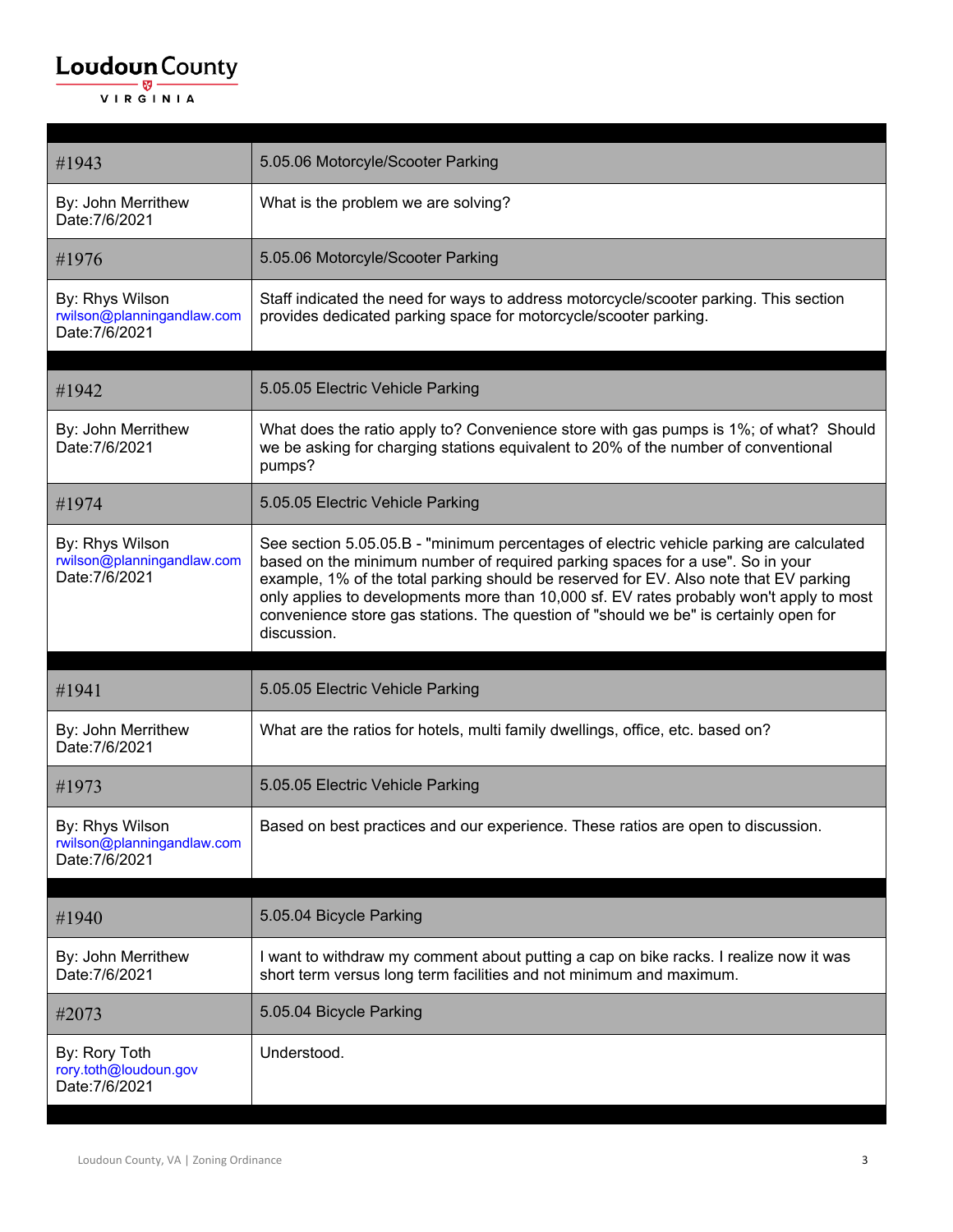| | |
|---|---|
| #1943 | 5.05.06 Motorcyle/Scooter Parking |
| By: John Merrithew<br>Date:7/6/2021 | What is the problem we are solving? |
| #1976 | 5.05.06 Motorcyle/Scooter Parking |
| By: Rhys Wilson<br>rwilson@planningandlaw.com<br>Date:7/6/2021 | Staff indicated the need for ways to address motorcycle/scooter parking. This section provides dedicated parking space for motorcycle/scooter parking. |

| | |
|---|---|
| #1942 | 5.05.05 Electric Vehicle Parking |
| By: John Merrithew<br>Date:7/6/2021 | What does the ratio apply to? Convenience store with gas pumps is 1%; of what? Should we be asking for charging stations equivalent to 20% of the number of conventional pumps? |
| #1974 | 5.05.05 Electric Vehicle Parking |
| By: Rhys Wilson<br>rwilson@planningandlaw.com<br>Date:7/6/2021 | See section 5.05.05.B - "minimum percentages of electric vehicle parking are calculated based on the minimum number of required parking spaces for a use". So in your example, 1% of the total parking should be reserved for EV. Also note that EV parking only applies to developments more than 10,000 sf. EV rates probably won't apply to most convenience store gas stations. The question of "should we be" is certainly open for discussion. |

| | |
|---|---|
| #1941 | 5.05.05 Electric Vehicle Parking |
| By: John Merrithew<br>Date:7/6/2021 | What are the ratios for hotels, multi family dwellings, office, etc. based on? |
| #1973 | 5.05.05 Electric Vehicle Parking |
| By: Rhys Wilson<br>rwilson@planningandlaw.com<br>Date:7/6/2021 | Based on best practices and our experience. These ratios are open to discussion. |

| | |
|---|---|
| #1940 | 5.05.04 Bicycle Parking |
| By: John Merrithew<br>Date:7/6/2021 | I want to withdraw my comment about putting a cap on bike racks. I realize now it was short term versus long term facilities and not minimum and maximum. |
| #2073 | 5.05.04 Bicycle Parking |
| By: Rory Toth<br>rory.toth@loudoun.gov<br>Date:7/6/2021 | Understood. |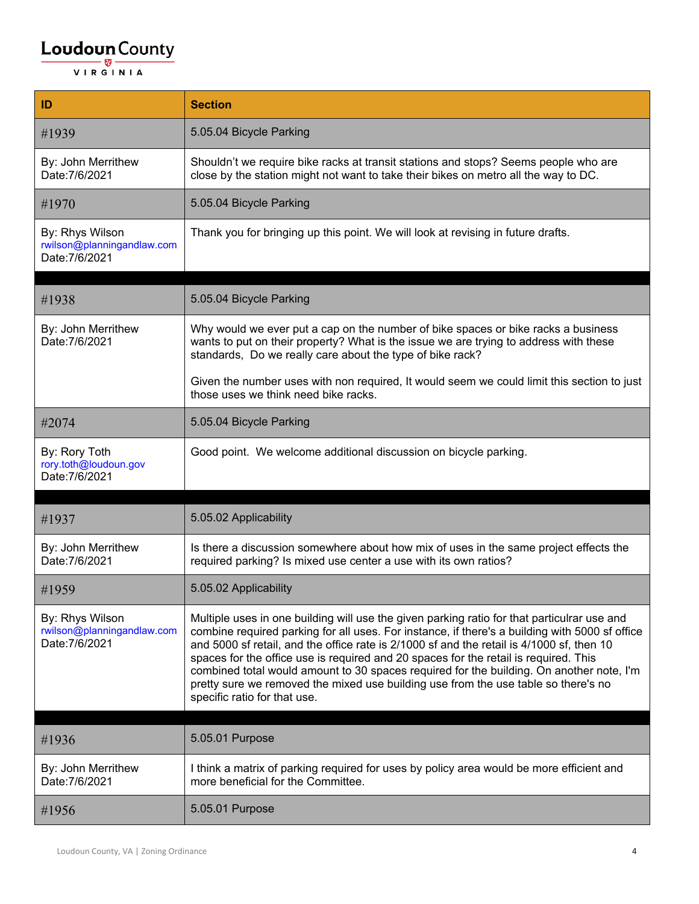| ID | Section |
| --- | --- |
| #1939 | 5.05.04 Bicycle Parking |
| By: John Merrithew<br>Date:7/6/2021 | Shouldn't we require bike racks at transit stations and stops? Seems people who are close by the station might not want to take their bikes on metro all the way to DC. |
| #1970 | 5.05.04 Bicycle Parking |
| By: Rhys Wilson<br>rwilson@planningandlaw.com<br>Date:7/6/2021 | Thank you for bringing up this point. We will look at revising in future drafts. |
| | |
| #1938 | 5.05.04 Bicycle Parking |
| By: John Merrithew<br>Date:7/6/2021 | Why would we ever put a cap on the number of bike spaces or bike racks a business wants to put on their property? What is the issue we are trying to address with these standards, Do we really care about the type of bike rack?<br><br>Given the number uses with non required, It would seem we could limit this section to just those uses we think need bike racks. |
| #2074 | 5.05.04 Bicycle Parking |
| By: Rory Toth<br>rory.toth@loudoun.gov<br>Date:7/6/2021 | Good point. We welcome additional discussion on bicycle parking. |
| | |
| #1937 | 5.05.02 Applicability |
| By: John Merrithew<br>Date:7/6/2021 | Is there a discussion somewhere about how mix of uses in the same project effects the required parking? Is mixed use center a use with its own ratios? |
| #1959 | 5.05.02 Applicability |
| By: Rhys Wilson<br>rwilson@planningandlaw.com<br>Date:7/6/2021 | Multiple uses in one building will use the given parking ratio for that particulrar use and combine required parking for all uses. For instance, if there's a building with 5000 sf office and 5000 sf retail, and the office rate is 2/1000 sf and the retail is 4/1000 sf, then 10 spaces for the office use is required and 20 spaces for the retail is required. This combined total would amount to 30 spaces required for the building. On another note, I'm pretty sure we removed the mixed use building use from the use table so there's no specific ratio for that use. |
| | |
| #1936 | 5.05.01 Purpose |
| By: John Merrithew<br>Date:7/6/2021 | I think a matrix of parking required for uses by policy area would be more efficient and more beneficial for the Committee. |
| #1956 | 5.05.01 Purpose |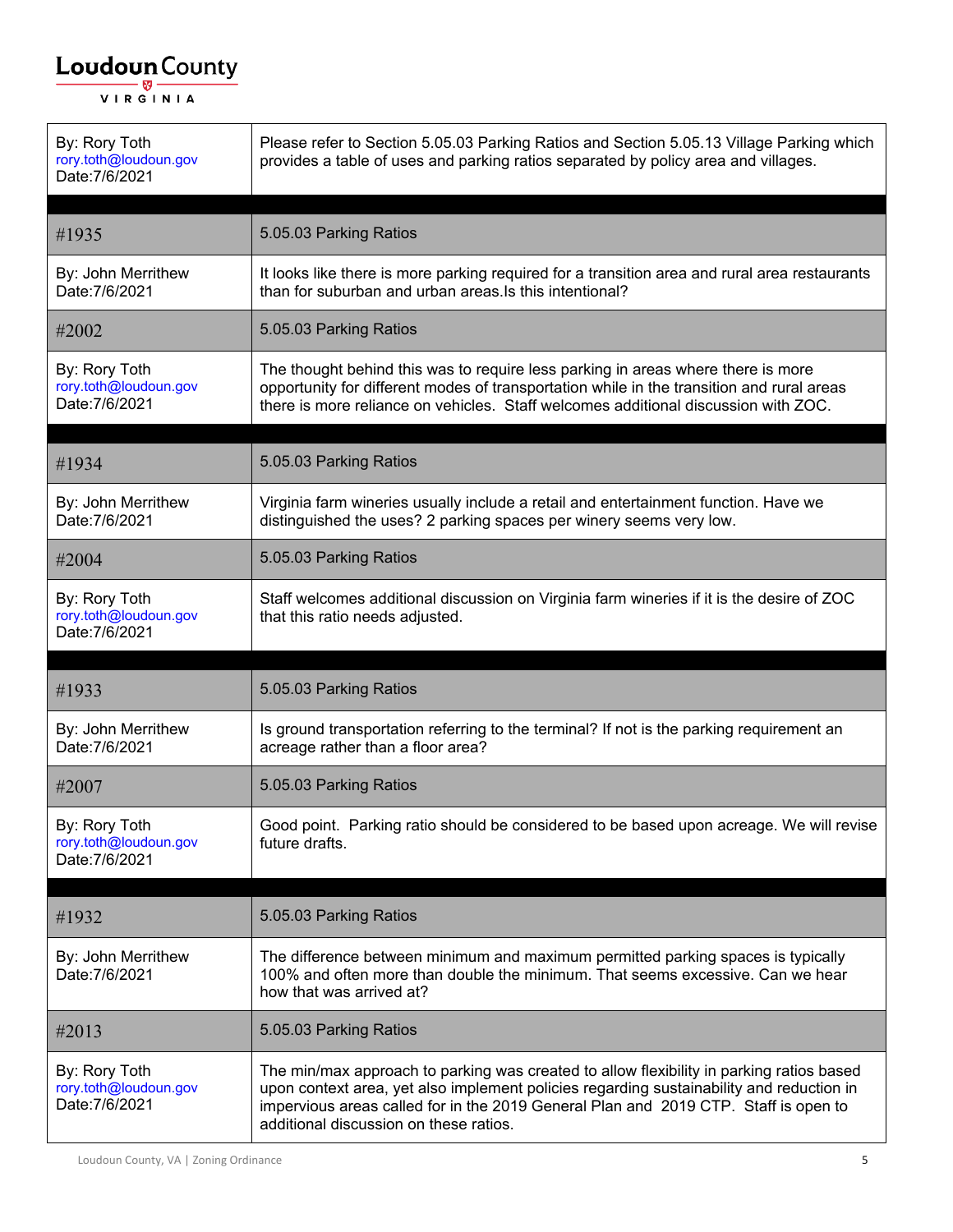| | |
|---|---|
| By: Rory Toth<br>rory.toth@loudoun.gov<br>Date:7/6/2021 | Please refer to Section 5.05.03 Parking Ratios and Section 5.05.13 Village Parking which provides a table of uses and parking ratios separated by policy area and villages. |

| | |
|---|---|
| #1935 | 5.05.03 Parking Ratios |
| By: John Merrithew<br>Date:7/6/2021 | It looks like there is more parking required for a transition area and rural area restaurants than for suburban and urban areas.Is this intentional? |
| #2002 | 5.05.03 Parking Ratios |
| By: Rory Toth<br>rory.toth@loudoun.gov<br>Date:7/6/2021 | The thought behind this was to require less parking in areas where there is more opportunity for different modes of transportation while in the transition and rural areas there is more reliance on vehicles. Staff welcomes additional discussion with ZOC. |

| | |
|---|---|
| #1934 | 5.05.03 Parking Ratios |
| By: John Merrithew<br>Date:7/6/2021 | Virginia farm wineries usually include a retail and entertainment function. Have we distinguished the uses? 2 parking spaces per winery seems very low. |
| #2004 | 5.05.03 Parking Ratios |
| By: Rory Toth<br>rory.toth@loudoun.gov<br>Date:7/6/2021 | Staff welcomes additional discussion on Virginia farm wineries if it is the desire of ZOC that this ratio needs adjusted. |

| | |
|---|---|
| #1933 | 5.05.03 Parking Ratios |
| By: John Merrithew<br>Date:7/6/2021 | Is ground transportation referring to the terminal? If not is the parking requirement an acreage rather than a floor area? |
| #2007 | 5.05.03 Parking Ratios |
| By: Rory Toth<br>rory.toth@loudoun.gov<br>Date:7/6/2021 | Good point. Parking ratio should be considered to be based upon acreage. We will revise future drafts. |

| | |
|---|---|
| #1932 | 5.05.03 Parking Ratios |
| By: John Merrithew<br>Date:7/6/2021 | The difference between minimum and maximum permitted parking spaces is typically 100% and often more than double the minimum. That seems excessive. Can we hear how that was arrived at? |
| #2013 | 5.05.03 Parking Ratios |
| By: Rory Toth<br>rory.toth@loudoun.gov<br>Date:7/6/2021 | The min/max approach to parking was created to allow flexibility in parking ratios based upon context area, yet also implement policies regarding sustainability and reduction in impervious areas called for in the 2019 General Plan and 2019 CTP. Staff is open to additional discussion on these ratios. |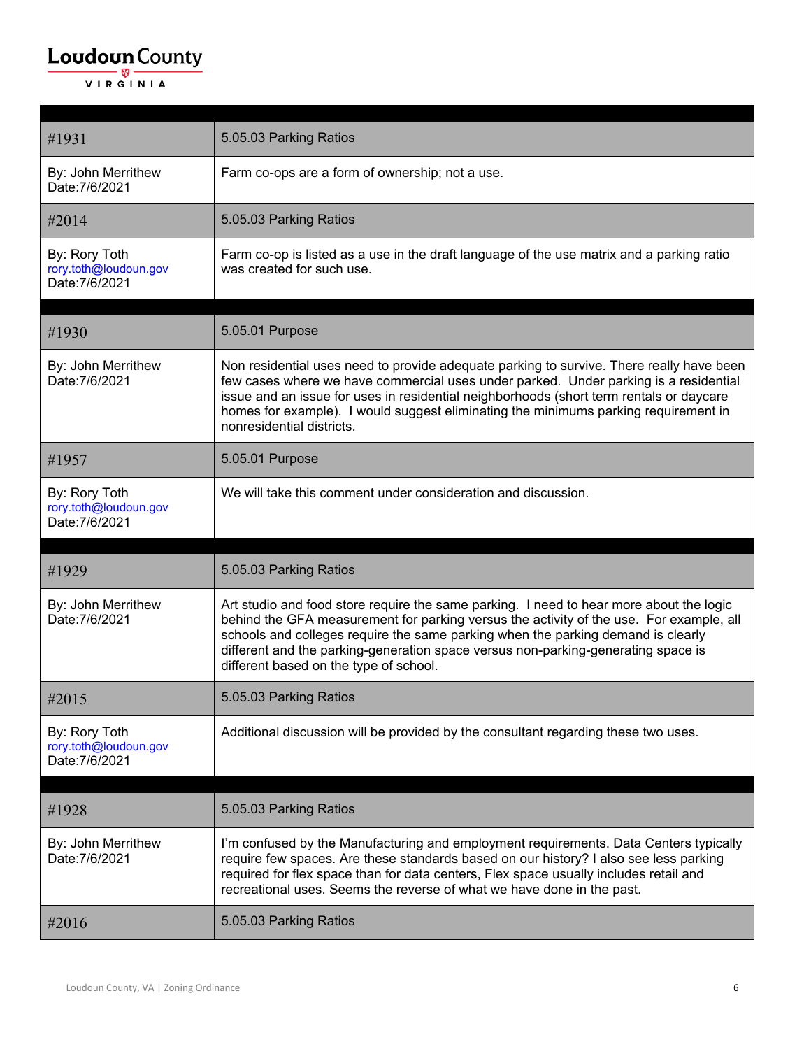| #1931 | 5.05.03 Parking Ratios |
|---|---|
| By: John Merrithew<br>Date:7/6/2021 | Farm co-ops are a form of ownership; not a use. |
| #2014 | 5.05.03 Parking Ratios |
| By: Rory Toth<br>rory.toth@loudoun.gov<br>Date:7/6/2021 | Farm co-op is listed as a use in the draft language of the use matrix and a parking ratio was created for such use. |

| #1930 | 5.05.01 Purpose |
|---|---|
| By: John Merrithew<br>Date:7/6/2021 | Non residential uses need to provide adequate parking to survive. There really have been few cases where we have commercial uses under parked. Under parking is a residential issue and an issue for uses in residential neighborhoods (short term rentals or daycare homes for example). I would suggest eliminating the minimums parking requirement in nonresidential districts. |
| #1957 | 5.05.01 Purpose |
| By: Rory Toth<br>rory.toth@loudoun.gov<br>Date:7/6/2021 | We will take this comment under consideration and discussion. |

| #1929 | 5.05.03 Parking Ratios |
|---|---|
| By: John Merrithew<br>Date:7/6/2021 | Art studio and food store require the same parking. I need to hear more about the logic behind the GFA measurement for parking versus the activity of the use. For example, all schools and colleges require the same parking when the parking demand is clearly different and the parking-generation space versus non-parking-generating space is different based on the type of school. |
| #2015 | 5.05.03 Parking Ratios |
| By: Rory Toth<br>rory.toth@loudoun.gov<br>Date:7/6/2021 | Additional discussion will be provided by the consultant regarding these two uses. |

| #1928 | 5.05.03 Parking Ratios |
|---|---|
| By: John Merrithew<br>Date:7/6/2021 | I'm confused by the Manufacturing and employment requirements. Data Centers typically require few spaces. Are these standards based on our history? I also see less parking required for flex space than for data centers, Flex space usually includes retail and recreational uses. Seems the reverse of what we have done in the past. |
| #2016 | 5.05.03 Parking Ratios |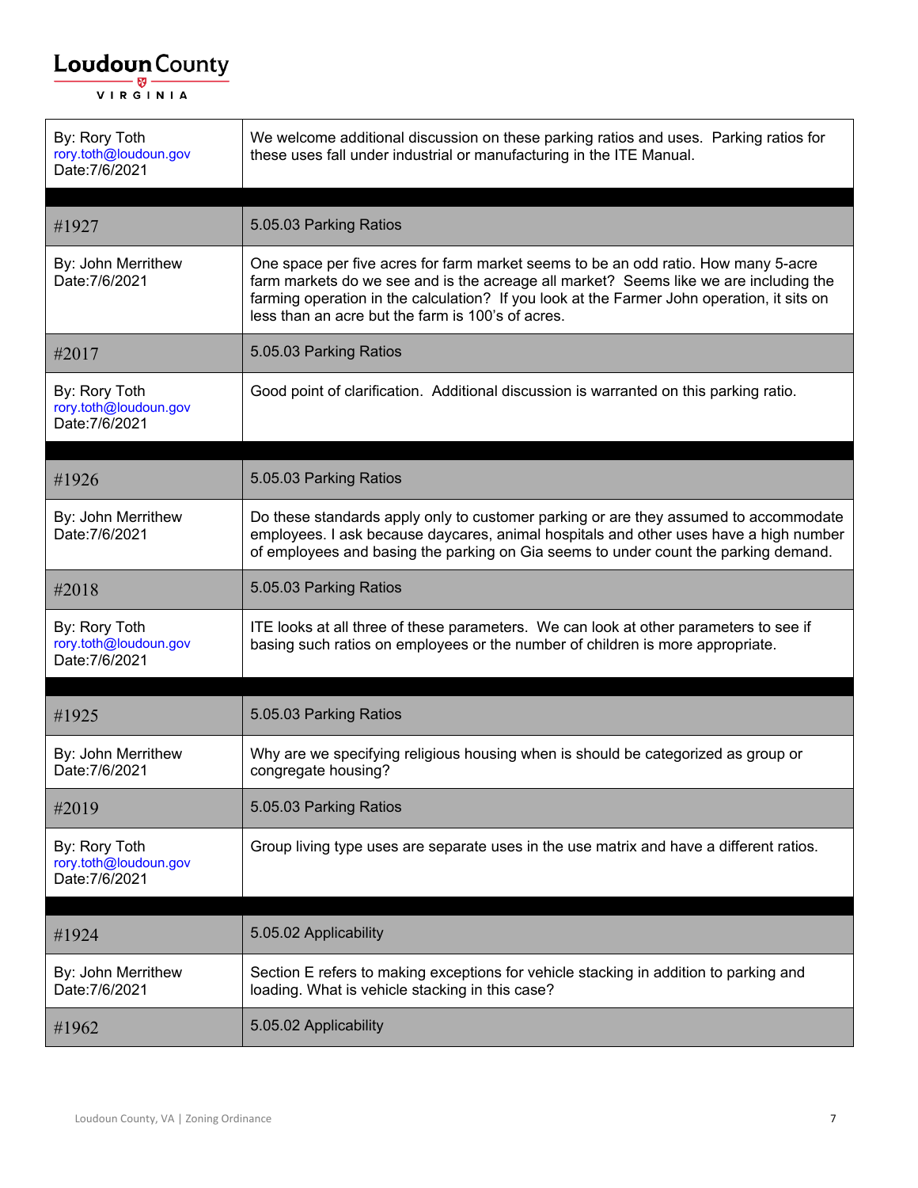| By: Rory Toth<br>rory.toth@loudoun.gov<br>Date:7/6/2021 | We welcome additional discussion on these parking ratios and uses. Parking ratios for these uses fall under industrial or manufacturing in the ITE Manual. |
|---|---|
| | |
| #1927 | 5.05.03 Parking Ratios |
| By: John Merrithew<br>Date:7/6/2021 | One space per five acres for farm market seems to be an odd ratio. How many 5-acre farm markets do we see and is the acreage all market? Seems like we are including the farming operation in the calculation? If you look at the Farmer John operation, it sits on less than an acre but the farm is 100's of acres. |
| #2017 | 5.05.03 Parking Ratios |
| By: Rory Toth<br>rory.toth@loudoun.gov<br>Date:7/6/2021 | Good point of clarification. Additional discussion is warranted on this parking ratio. |
| | |
| #1926 | 5.05.03 Parking Ratios |
| By: John Merrithew<br>Date:7/6/2021 | Do these standards apply only to customer parking or are they assumed to accommodate employees. I ask because daycares, animal hospitals and other uses have a high number of employees and basing the parking on Gia seems to under count the parking demand. |
| #2018 | 5.05.03 Parking Ratios |
| By: Rory Toth<br>rory.toth@loudoun.gov<br>Date:7/6/2021 | ITE looks at all three of these parameters. We can look at other parameters to see if basing such ratios on employees or the number of children is more appropriate. |
| | |
| #1925 | 5.05.03 Parking Ratios |
| By: John Merrithew<br>Date:7/6/2021 | Why are we specifying religious housing when is should be categorized as group or congregate housing? |
| #2019 | 5.05.03 Parking Ratios |
| By: Rory Toth<br>rory.toth@loudoun.gov<br>Date:7/6/2021 | Group living type uses are separate uses in the use matrix and have a different ratios. |
| | |
| #1924 | 5.05.02 Applicability |
| By: John Merrithew<br>Date:7/6/2021 | Section E refers to making exceptions for vehicle stacking in addition to parking and loading. What is vehicle stacking in this case? |
| #1962 | 5.05.02 Applicability |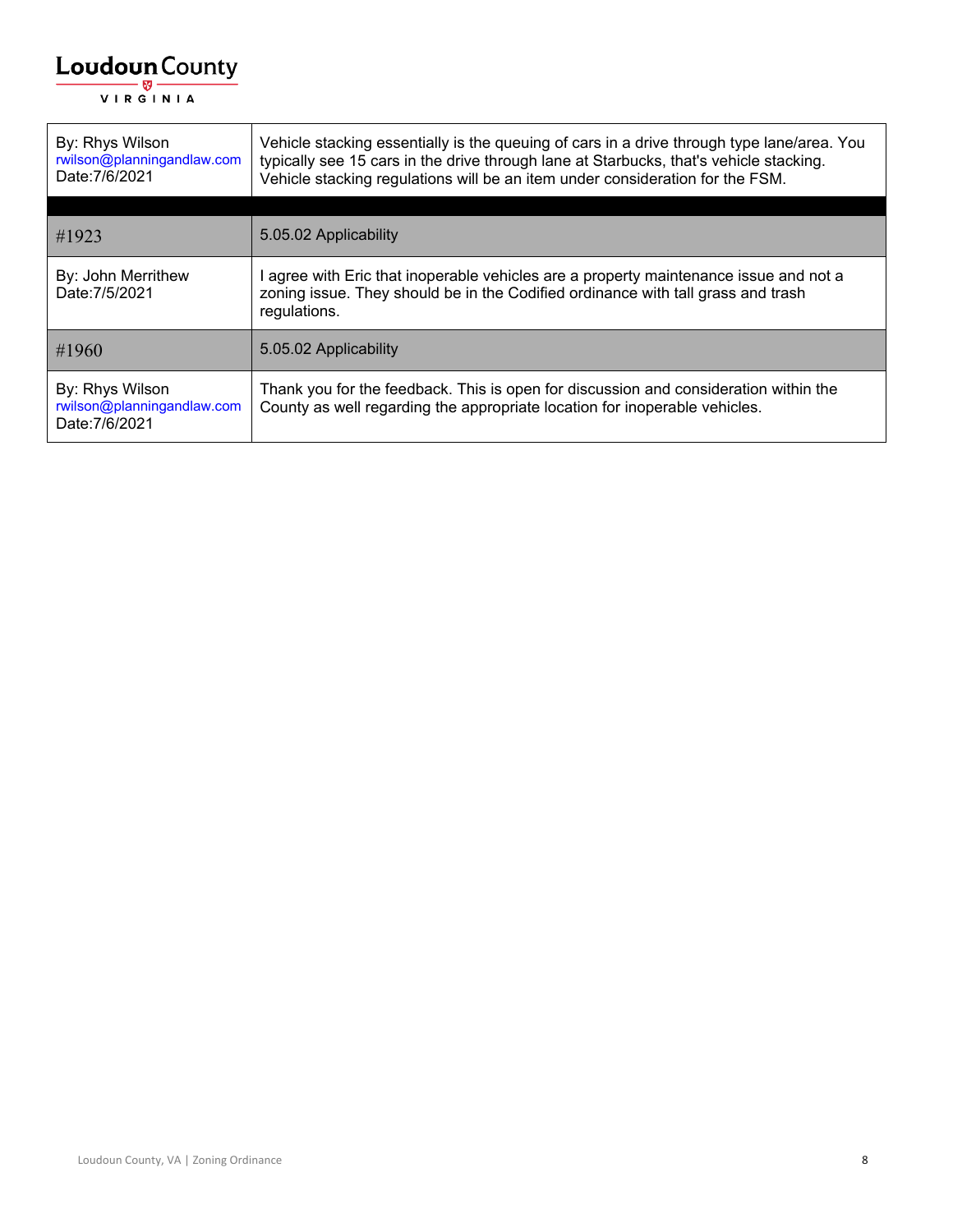| | |
|---|---|
| By: Rhys Wilson<br>rwilson@planningandlaw.com<br>Date:7/6/2021 | Vehicle stacking essentially is the queuing of cars in a drive through type lane/area. You typically see 15 cars in the drive through lane at Starbucks, that's vehicle stacking. Vehicle stacking regulations will be an item under consideration for the FSM. |
| | |
| #1923 | 5.05.02 Applicability |
| By: John Merrithew<br>Date:7/5/2021 | I agree with Eric that inoperable vehicles are a property maintenance issue and not a zoning issue. They should be in the Codified ordinance with tall grass and trash regulations. |
| #1960 | 5.05.02 Applicability |
| By: Rhys Wilson<br>rwilson@planningandlaw.com<br>Date:7/6/2021 | Thank you for the feedback. This is open for discussion and consideration within the County as well regarding the appropriate location for inoperable vehicles. |